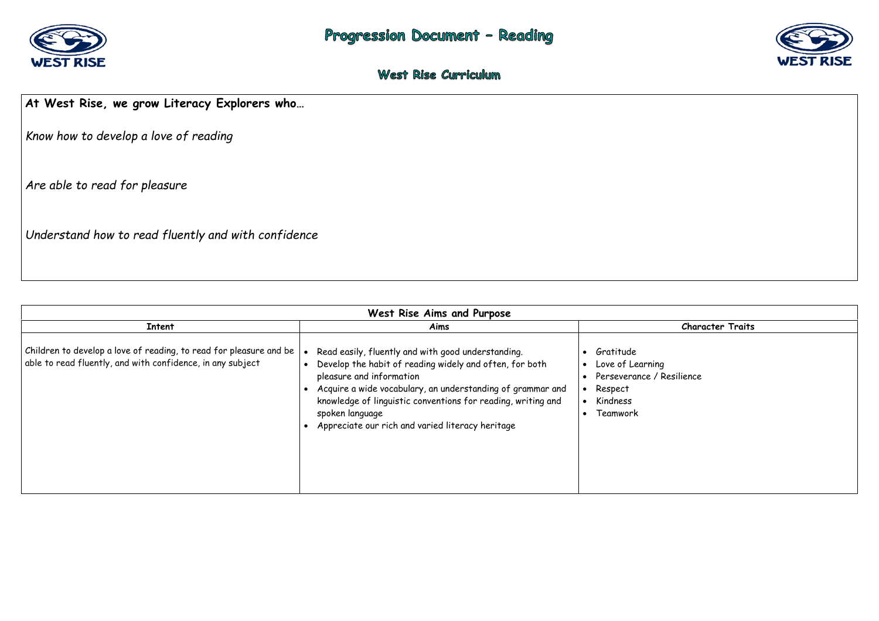# Progression Document – Reading

## West Rise Curriculum

**At West Rise, we grow Literacy Explorers who…**

*Know how to develop a love of reading*

*Are able to read for pleasure*

*Understand how to read fluently and with confidence*

| West Rise Aims and Purpose | | |
|---|---|---|
| **Intent** | **Aims** | **Character Traits** |
| Children to develop a love of reading, to read for pleasure and be able to read fluently, and with confidence, in any subject | • Read easily, fluently and with good understanding.<br>• Develop the habit of reading widely and often, for both pleasure and information<br>• Acquire a wide vocabulary, an understanding of grammar and knowledge of linguistic conventions for reading, writing and spoken language<br>• Appreciate our rich and varied literacy heritage | • Gratitude<br>• Love of Learning<br>• Perseverance / Resilience<br>• Respect<br>• Kindness<br>• Teamwork |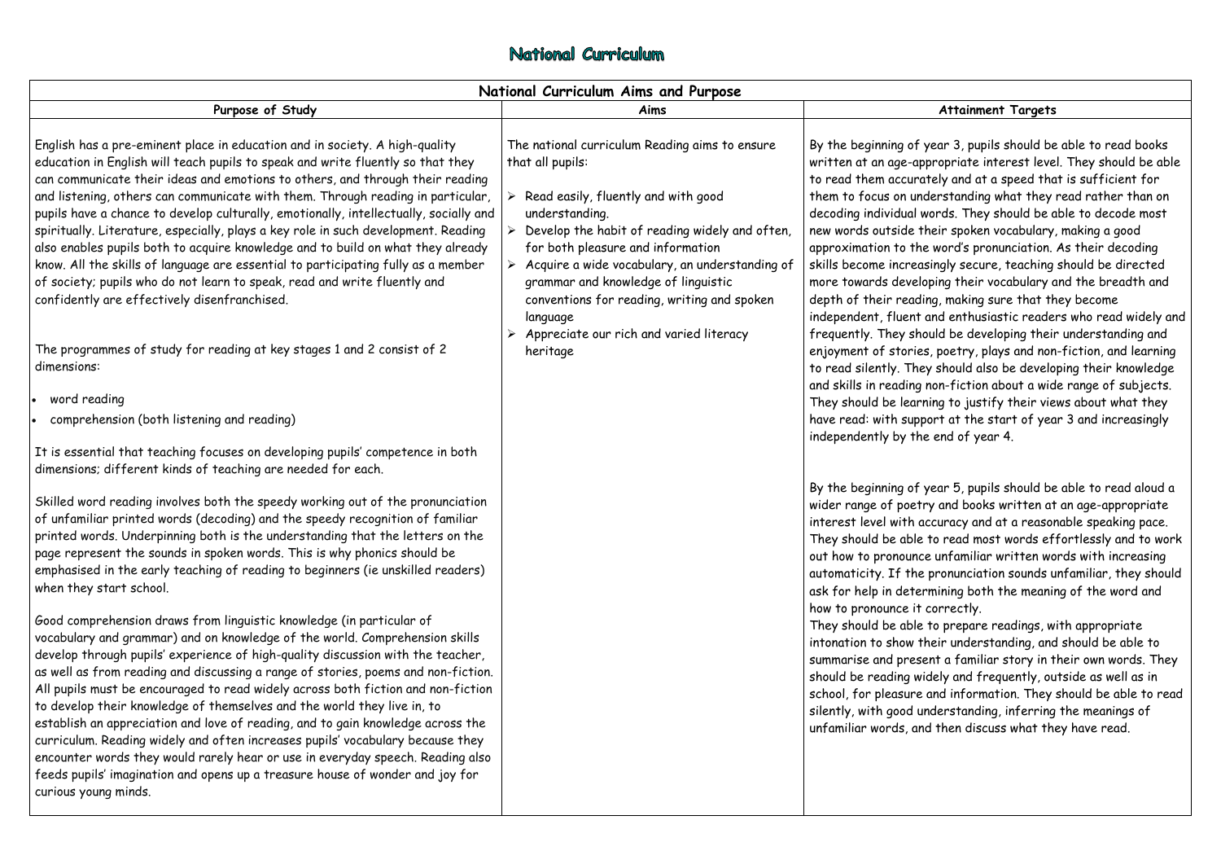# National Curriculum

## National Curriculum Aims and Purpose

| Purpose of Study | Aims | Attainment Targets |
|---|---|---|
| English has a pre-eminent place in education and in society. A high-quality education in English will teach pupils to speak and write fluently so that they can communicate their ideas and emotions to others, and through their reading and listening, others can communicate with them. Through reading in particular, pupils have a chance to develop culturally, emotionally, intellectually, socially and spiritually. Literature, especially, plays a key role in such development. Reading also enables pupils both to acquire knowledge and to build on what they already know. All the skills of language are essential to participating fully as a member of society; pupils who do not learn to speak, read and write fluently and confidently are effectively disenfranchised.<br><br>The programmes of study for reading at key stages 1 and 2 consist of 2 dimensions:<br>• word reading<br>• comprehension (both listening and reading)<br><br>It is essential that teaching focuses on developing pupils' competence in both dimensions; different kinds of teaching are needed for each.<br><br>Skilled word reading involves both the speedy working out of the pronunciation of unfamiliar printed words (decoding) and the speedy recognition of familiar printed words. Underpinning both is the understanding that the letters on the page represent the sounds in spoken words. This is why phonics should be emphasised in the early teaching of reading to beginners (ie unskilled readers) when they start school.<br><br>Good comprehension draws from linguistic knowledge (in particular of vocabulary and grammar) and on knowledge of the world. Comprehension skills develop through pupils' experience of high-quality discussion with the teacher, as well as from reading and discussing a range of stories, poems and non-fiction. All pupils must be encouraged to read widely across both fiction and non-fiction to develop their knowledge of themselves and the world they live in, to establish an appreciation and love of reading, and to gain knowledge across the curriculum. Reading widely and often increases pupils' vocabulary because they encounter words they would rarely hear or use in everyday speech. Reading also feeds pupils' imagination and opens up a treasure house of wonder and joy for curious young minds. | The national curriculum Reading aims to ensure that all pupils:<br><br>➢ Read easily, fluently and with good understanding.<br>➢ Develop the habit of reading widely and often, for both pleasure and information<br>➢ Acquire a wide vocabulary, an understanding of grammar and knowledge of linguistic conventions for reading, writing and spoken language<br>➢ Appreciate our rich and varied literacy heritage | By the beginning of year 3, pupils should be able to read books written at an age-appropriate interest level. They should be able to read them accurately and at a speed that is sufficient for them to focus on understanding what they read rather than on decoding individual words. They should be able to decode most new words outside their spoken vocabulary, making a good approximation to the word's pronunciation. As their decoding skills become increasingly secure, teaching should be directed more towards developing their vocabulary and the breadth and depth of their reading, making sure that they become independent, fluent and enthusiastic readers who read widely and frequently. They should be developing their understanding and enjoyment of stories, poetry, plays and non-fiction, and learning to read silently. They should also be developing their knowledge and skills in reading non-fiction about a wide range of subjects. They should be learning to justify their views about what they have read: with support at the start of year 3 and increasingly independently by the end of year 4.<br><br>By the beginning of year 5, pupils should be able to read aloud a wider range of poetry and books written at an age-appropriate interest level with accuracy and at a reasonable speaking pace. They should be able to read most words effortlessly and to work out how to pronounce unfamiliar written words with increasing automaticity. If the pronunciation sounds unfamiliar, they should ask for help in determining both the meaning of the word and how to pronounce it correctly.<br>They should be able to prepare readings, with appropriate intonation to show their understanding, and should be able to summarise and present a familiar story in their own words. They should be reading widely and frequently, outside as well as in school, for pleasure and information. They should be able to read silently, with good understanding, inferring the meanings of unfamiliar words, and then discuss what they have read. |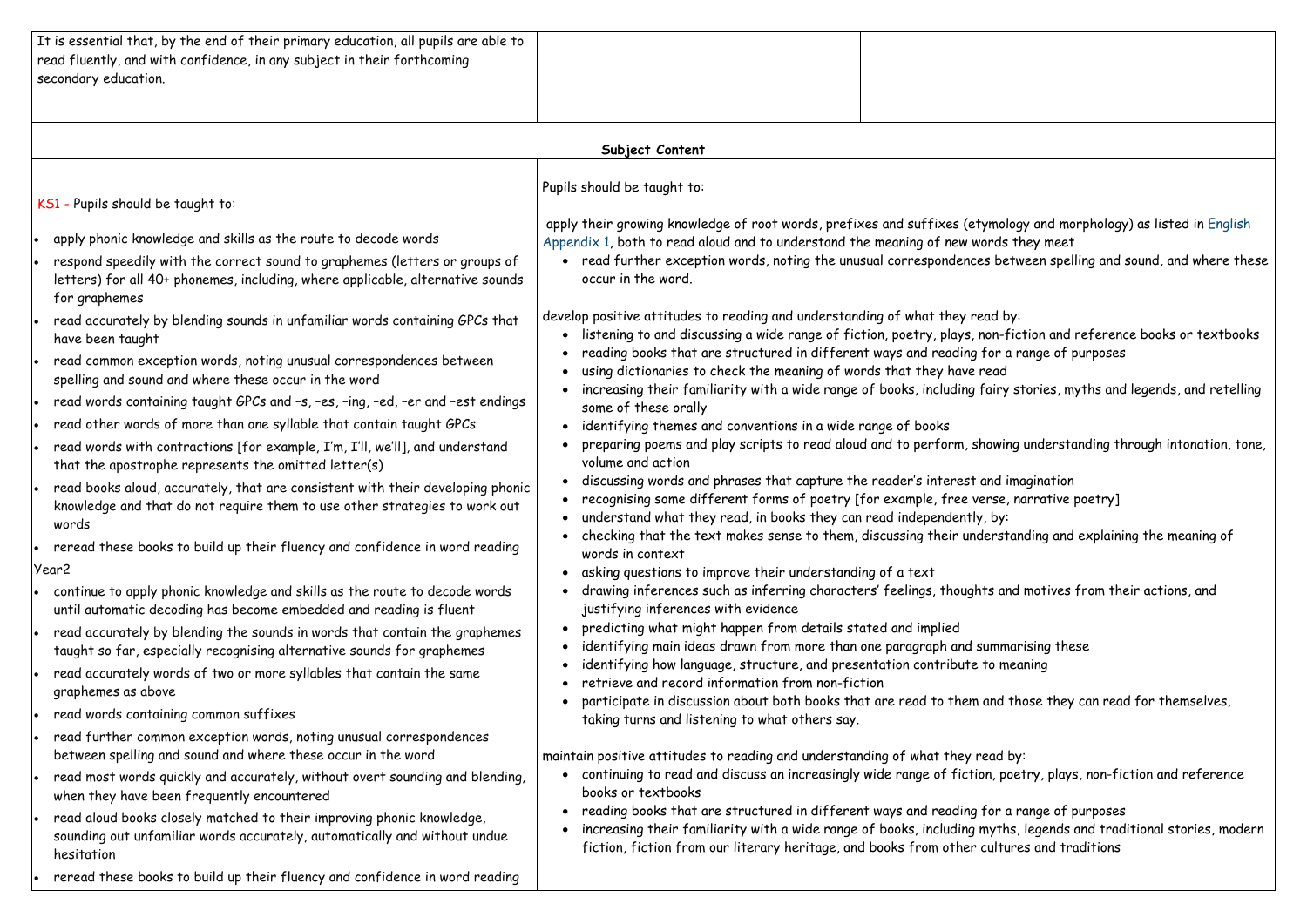| It is essential that, by the end of their primary education, all pupils are able to read fluently, and with confidence, in any subject in their forthcoming secondary education. | | |
|---|---|---|

**Subject Content**

| KS1 | KS2 |
|---|---|
| KS1 - Pupils should be taught to:<br><br>• apply phonic knowledge and skills as the route to decode words<br>• respond speedily with the correct sound to graphemes (letters or groups of letters) for all 40+ phonemes, including, where applicable, alternative sounds for graphemes<br>• read accurately by blending sounds in unfamiliar words containing GPCs that have been taught<br>• read common exception words, noting unusual correspondences between spelling and sound and where these occur in the word<br>• read words containing taught GPCs and –s, –es, –ing, –ed, –er and –est endings<br>• read other words of more than one syllable that contain taught GPCs<br>• read words with contractions [for example, I'm, I'll, we'll], and understand that the apostrophe represents the omitted letter(s)<br>• read books aloud, accurately, that are consistent with their developing phonic knowledge and that do not require them to use other strategies to work out words<br>• reread these books to build up their fluency and confidence in word reading<br><br>Year2<br><br>• continue to apply phonic knowledge and skills as the route to decode words until automatic decoding has become embedded and reading is fluent<br>• read accurately by blending the sounds in words that contain the graphemes taught so far, especially recognising alternative sounds for graphemes<br>• read accurately words of two or more syllables that contain the same graphemes as above<br>• read words containing common suffixes<br>• read further common exception words, noting unusual correspondences between spelling and sound and where these occur in the word<br>• read most words quickly and accurately, without overt sounding and blending, when they have been frequently encountered<br>• read aloud books closely matched to their improving phonic knowledge, sounding out unfamiliar words accurately, automatically and without undue hesitation<br>• reread these books to build up their fluency and confidence in word reading | Pupils should be taught to:<br><br>apply their growing knowledge of root words, prefixes and suffixes (etymology and morphology) as listed in English Appendix 1, both to read aloud and to understand the meaning of new words they meet<br>• read further exception words, noting the unusual correspondences between spelling and sound, and where these occur in the word.<br><br>develop positive attitudes to reading and understanding of what they read by:<br>• listening to and discussing a wide range of fiction, poetry, plays, non-fiction and reference books or textbooks<br>• reading books that are structured in different ways and reading for a range of purposes<br>• using dictionaries to check the meaning of words that they have read<br>• increasing their familiarity with a wide range of books, including fairy stories, myths and legends, and retelling some of these orally<br>• identifying themes and conventions in a wide range of books<br>• preparing poems and play scripts to read aloud and to perform, showing understanding through intonation, tone, volume and action<br>• discussing words and phrases that capture the reader's interest and imagination<br>• recognising some different forms of poetry [for example, free verse, narrative poetry]<br>• understand what they read, in books they can read independently, by:<br>• checking that the text makes sense to them, discussing their understanding and explaining the meaning of words in context<br>• asking questions to improve their understanding of a text<br>• drawing inferences such as inferring characters' feelings, thoughts and motives from their actions, and justifying inferences with evidence<br>• predicting what might happen from details stated and implied<br>• identifying main ideas drawn from more than one paragraph and summarising these<br>• identifying how language, structure, and presentation contribute to meaning<br>• retrieve and record information from non-fiction<br>• participate in discussion about both books that are read to them and those they can read for themselves, taking turns and listening to what others say.<br><br>maintain positive attitudes to reading and understanding of what they read by:<br>• continuing to read and discuss an increasingly wide range of fiction, poetry, plays, non-fiction and reference books or textbooks<br>• reading books that are structured in different ways and reading for a range of purposes<br>• increasing their familiarity with a wide range of books, including myths, legends and traditional stories, modern fiction, fiction from our literary heritage, and books from other cultures and traditions |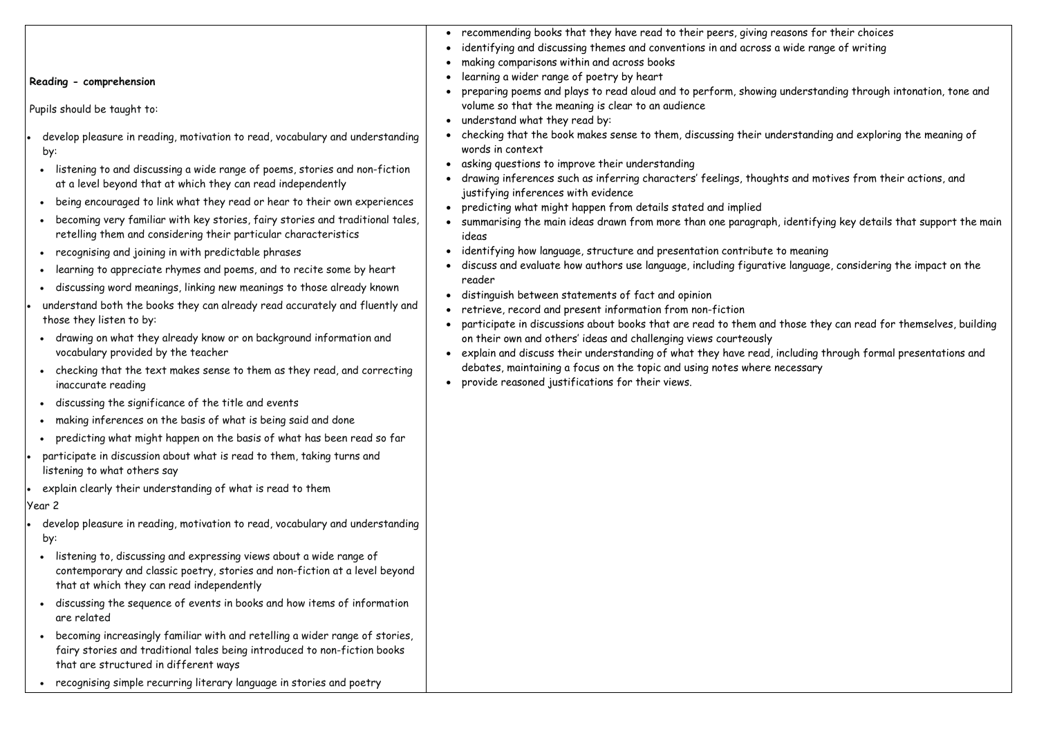**Reading - comprehension**

Pupils should be taught to:

- develop pleasure in reading, motivation to read, vocabulary and understanding by:
  - listening to and discussing a wide range of poems, stories and non-fiction at a level beyond that at which they can read independently
  - being encouraged to link what they read or hear to their own experiences
  - becoming very familiar with key stories, fairy stories and traditional tales, retelling them and considering their particular characteristics
  - recognising and joining in with predictable phrases
  - learning to appreciate rhymes and poems, and to recite some by heart
  - discussing word meanings, linking new meanings to those already known
- understand both the books they can already read accurately and fluently and those they listen to by:
  - drawing on what they already know or on background information and vocabulary provided by the teacher
  - checking that the text makes sense to them as they read, and correcting inaccurate reading
  - discussing the significance of the title and events
  - making inferences on the basis of what is being said and done
  - predicting what might happen on the basis of what has been read so far
- participate in discussion about what is read to them, taking turns and listening to what others say
- explain clearly their understanding of what is read to them

Year 2

- develop pleasure in reading, motivation to read, vocabulary and understanding by:
  - listening to, discussing and expressing views about a wide range of contemporary and classic poetry, stories and non-fiction at a level beyond that at which they can read independently
  - discussing the sequence of events in books and how items of information are related
  - becoming increasingly familiar with and retelling a wider range of stories, fairy stories and traditional tales being introduced to non-fiction books that are structured in different ways
  - recognising simple recurring literary language in stories and poetry

- recommending books that they have read to their peers, giving reasons for their choices
- identifying and discussing themes and conventions in and across a wide range of writing
- making comparisons within and across books
- learning a wider range of poetry by heart
- preparing poems and plays to read aloud and to perform, showing understanding through intonation, tone and volume so that the meaning is clear to an audience
- understand what they read by:
- checking that the book makes sense to them, discussing their understanding and exploring the meaning of words in context
- asking questions to improve their understanding
- drawing inferences such as inferring characters' feelings, thoughts and motives from their actions, and justifying inferences with evidence
- predicting what might happen from details stated and implied
- summarising the main ideas drawn from more than one paragraph, identifying key details that support the main ideas
- identifying how language, structure and presentation contribute to meaning
- discuss and evaluate how authors use language, including figurative language, considering the impact on the reader
- distinguish between statements of fact and opinion
- retrieve, record and present information from non-fiction
- participate in discussions about books that are read to them and those they can read for themselves, building on their own and others' ideas and challenging views courteously
- explain and discuss their understanding of what they have read, including through formal presentations and debates, maintaining a focus on the topic and using notes where necessary
- provide reasoned justifications for their views.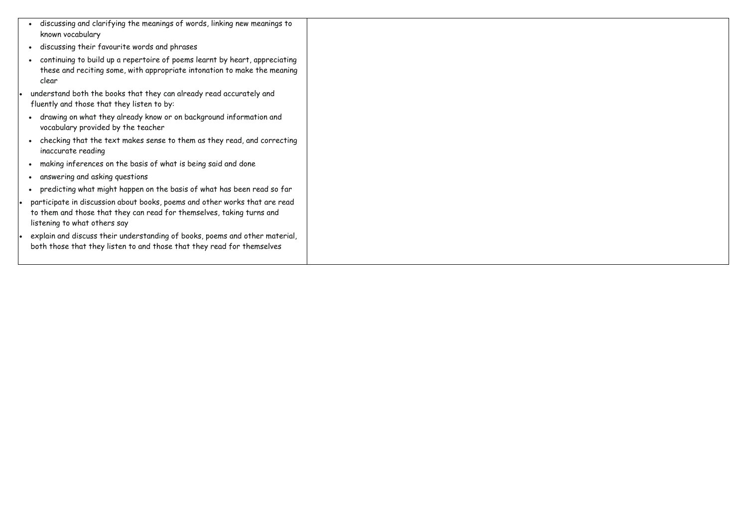| | |
|---|---|
| • discussing and clarifying the meanings of words, linking new meanings to known vocabulary<br>• discussing their favourite words and phrases<br>• continuing to build up a repertoire of poems learnt by heart, appreciating these and reciting some, with appropriate intonation to make the meaning clear<br>• understand both the books that they can already read accurately and fluently and those that they listen to by:<br>• drawing on what they already know or on background information and vocabulary provided by the teacher<br>• checking that the text makes sense to them as they read, and correcting inaccurate reading<br>• making inferences on the basis of what is being said and done<br>• answering and asking questions<br>• predicting what might happen on the basis of what has been read so far<br>• participate in discussion about books, poems and other works that are read to them and those that they can read for themselves, taking turns and listening to what others say<br>• explain and discuss their understanding of books, poems and other material, both those that they listen to and those that they read for themselves | |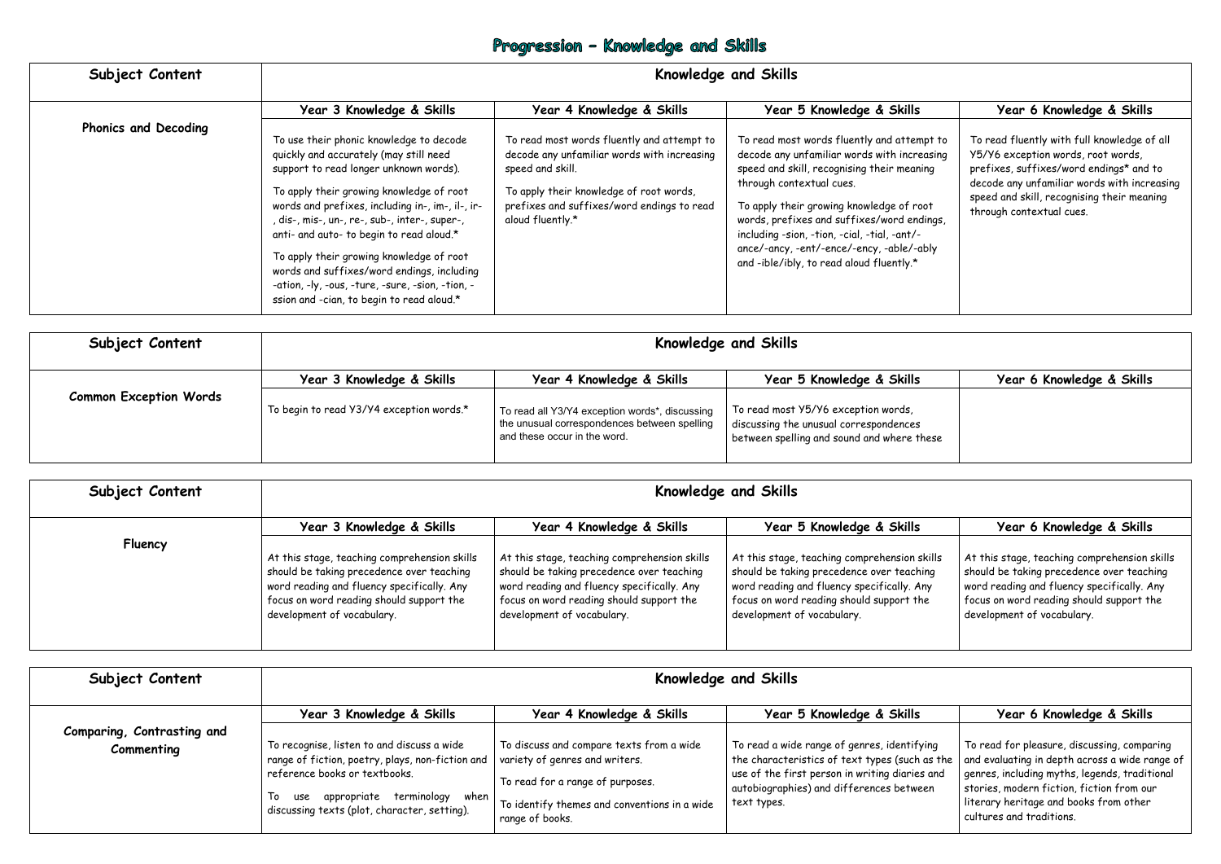# Progression – Knowledge and Skills

| Subject Content | Knowledge and Skills | | | |
|---|---|---|---|---|
| | **Year 3 Knowledge & Skills** | **Year 4 Knowledge & Skills** | **Year 5 Knowledge & Skills** | **Year 6 Knowledge & Skills** |
| **Phonics and Decoding** | To use their phonic knowledge to decode quickly and accurately (may still need support to read longer unknown words).<br><br>To apply their growing knowledge of root words and prefixes, including in-, im-, il-, ir-, dis-, mis-, un-, re-, sub-, inter-, super-, anti- and auto- to begin to read aloud.*<br><br>To apply their growing knowledge of root words and suffixes/word endings, including -ation, -ly, -ous, -ture, -sure, -sion, -tion, -ssion and -cian, to begin to read aloud.* | To read most words fluently and attempt to decode any unfamiliar words with increasing speed and skill.<br><br>To apply their knowledge of root words, prefixes and suffixes/word endings to read aloud fluently.* | To read most words fluently and attempt to decode any unfamiliar words with increasing speed and skill, recognising their meaning through contextual cues.<br><br>To apply their growing knowledge of root words, prefixes and suffixes/word endings, including -sion, -tion, -cial, -tial, -ant/-ance/-ancy, -ent/-ence/-ency, -able/-ably and -ible/ibly, to read aloud fluently.* | To read fluently with full knowledge of all Y5/Y6 exception words, root words, prefixes, suffixes/word endings* and to decode any unfamiliar words with increasing speed and skill, recognising their meaning through contextual cues. |

| Subject Content | Knowledge and Skills | | | |
|---|---|---|---|---|
| | **Year 3 Knowledge & Skills** | **Year 4 Knowledge & Skills** | **Year 5 Knowledge & Skills** | **Year 6 Knowledge & Skills** |
| **Common Exception Words** | To begin to read Y3/Y4 exception words.* | To read all Y3/Y4 exception words*, discussing the unusual correspondences between spelling and these occur in the word. | To read most Y5/Y6 exception words, discussing the unusual correspondences between spelling and sound and where these | |

| Subject Content | Knowledge and Skills | | | |
|---|---|---|---|---|
| | **Year 3 Knowledge & Skills** | **Year 4 Knowledge & Skills** | **Year 5 Knowledge & Skills** | **Year 6 Knowledge & Skills** |
| **Fluency** | At this stage, teaching comprehension skills should be taking precedence over teaching word reading and fluency specifically. Any focus on word reading should support the development of vocabulary. | At this stage, teaching comprehension skills should be taking precedence over teaching word reading and fluency specifically. Any focus on word reading should support the development of vocabulary. | At this stage, teaching comprehension skills should be taking precedence over teaching word reading and fluency specifically. Any focus on word reading should support the development of vocabulary. | At this stage, teaching comprehension skills should be taking precedence over teaching word reading and fluency specifically. Any focus on word reading should support the development of vocabulary. |

| Subject Content | Knowledge and Skills | | | |
|---|---|---|---|---|
| | **Year 3 Knowledge & Skills** | **Year 4 Knowledge & Skills** | **Year 5 Knowledge & Skills** | **Year 6 Knowledge & Skills** |
| **Comparing, Contrasting and Commenting** | To recognise, listen to and discuss a wide range of fiction, poetry, plays, non-fiction and reference books or textbooks.<br><br>To use appropriate terminology when discussing texts (plot, character, setting). | To discuss and compare texts from a wide variety of genres and writers.<br><br>To read for a range of purposes.<br><br>To identify themes and conventions in a wide range of books. | To read a wide range of genres, identifying the characteristics of text types (such as the use of the first person in writing diaries and autobiographies) and differences between text types. | To read for pleasure, discussing, comparing and evaluating in depth across a wide range of genres, including myths, legends, traditional stories, modern fiction, fiction from our literary heritage and books from other cultures and traditions. |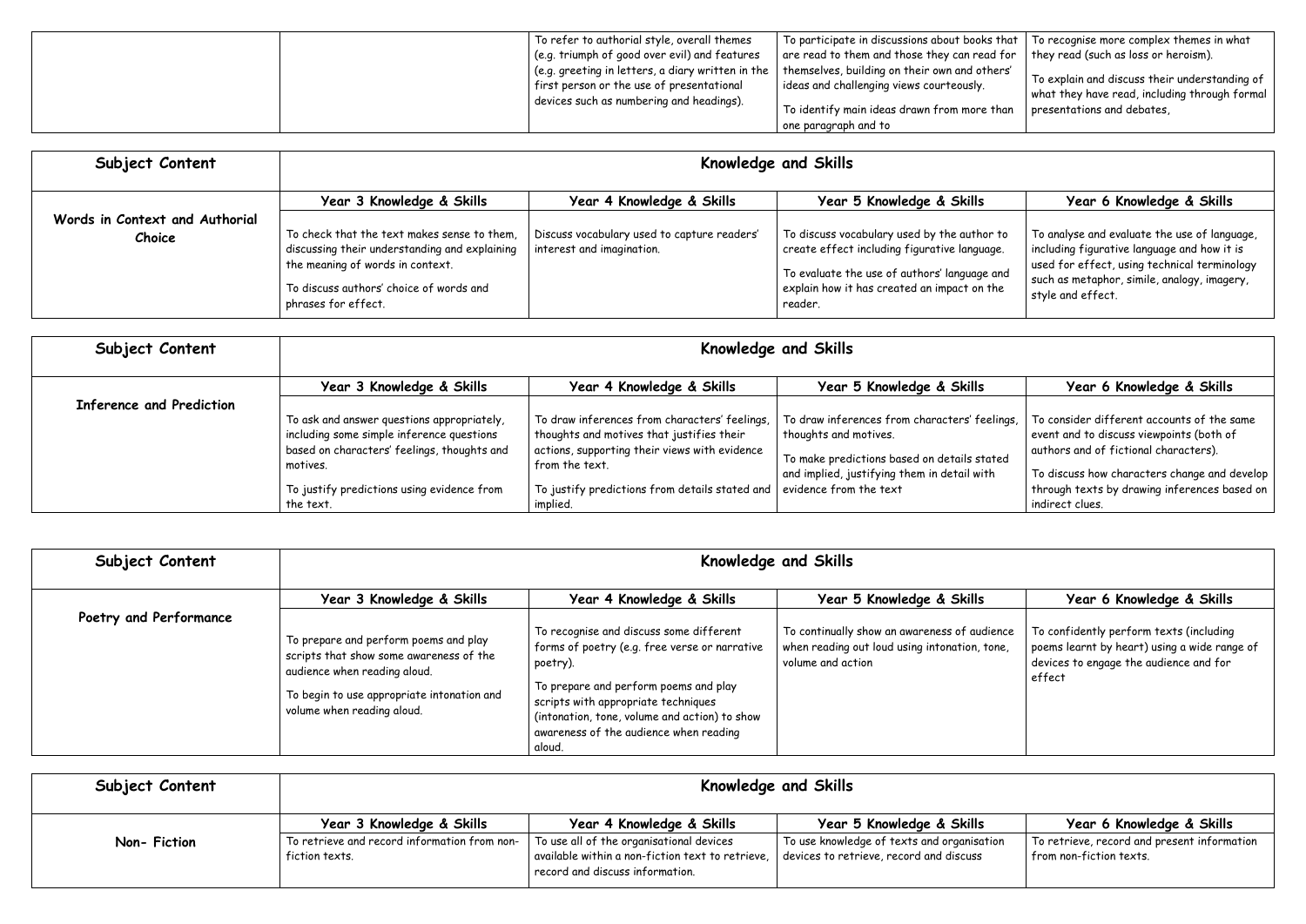| | | | | |
|---|---|---|---|---|
| | | To refer to authorial style, overall themes (e.g. triumph of good over evil) and features (e.g. greeting in letters, a diary written in the first person or the use of presentational devices such as numbering and headings). | To participate in discussions about books that are read to them and those they can read for themselves, building on their own and others' ideas and challenging views courteously.<br><br>To identify main ideas drawn from more than one paragraph and to | To recognise more complex themes in what they read (such as loss or heroism).<br><br>To explain and discuss their understanding of what they have read, including through formal presentations and debates, |

| Subject Content | Knowledge and Skills | | | |
|---|---|---|---|---|
| | Year 3 Knowledge & Skills | Year 4 Knowledge & Skills | Year 5 Knowledge & Skills | Year 6 Knowledge & Skills |
| **Words in Context and Authorial Choice** | To check that the text makes sense to them, discussing their understanding and explaining the meaning of words in context.<br><br>To discuss authors' choice of words and phrases for effect. | Discuss vocabulary used to capture readers' interest and imagination. | To discuss vocabulary used by the author to create effect including figurative language.<br><br>To evaluate the use of authors' language and explain how it has created an impact on the reader. | To analyse and evaluate the use of language, including figurative language and how it is used for effect, using technical terminology such as metaphor, simile, analogy, imagery, style and effect. |

| Subject Content | Knowledge and Skills | | | |
|---|---|---|---|---|
| | Year 3 Knowledge & Skills | Year 4 Knowledge & Skills | Year 5 Knowledge & Skills | Year 6 Knowledge & Skills |
| **Inference and Prediction** | To ask and answer questions appropriately, including some simple inference questions based on characters' feelings, thoughts and motives.<br><br>To justify predictions using evidence from the text. | To draw inferences from characters' feelings, thoughts and motives that justifies their actions, supporting their views with evidence from the text.<br><br>To justify predictions from details stated and implied. | To draw inferences from characters' feelings, thoughts and motives.<br><br>To make predictions based on details stated and implied, justifying them in detail with evidence from the text | To consider different accounts of the same event and to discuss viewpoints (both of authors and of fictional characters).<br><br>To discuss how characters change and develop through texts by drawing inferences based on indirect clues. |

| Subject Content | Knowledge and Skills | | | |
|---|---|---|---|---|
| | Year 3 Knowledge & Skills | Year 4 Knowledge & Skills | Year 5 Knowledge & Skills | Year 6 Knowledge & Skills |
| **Poetry and Performance** | To prepare and perform poems and play scripts that show some awareness of the audience when reading aloud.<br><br>To begin to use appropriate intonation and volume when reading aloud. | To recognise and discuss some different forms of poetry (e.g. free verse or narrative poetry).<br><br>To prepare and perform poems and play scripts with appropriate techniques (intonation, tone, volume and action) to show awareness of the audience when reading aloud. | To continually show an awareness of audience when reading out loud using intonation, tone, volume and action | To confidently perform texts (including poems learnt by heart) using a wide range of devices to engage the audience and for effect |

| Subject Content | Knowledge and Skills | | | |
|---|---|---|---|---|
| | Year 3 Knowledge & Skills | Year 4 Knowledge & Skills | Year 5 Knowledge & Skills | Year 6 Knowledge & Skills |
| **Non- Fiction** | To retrieve and record information from non-fiction texts. | To use all of the organisational devices available within a non-fiction text to retrieve, record and discuss information. | To use knowledge of texts and organisation devices to retrieve, record and discuss | To retrieve, record and present information from non-fiction texts. |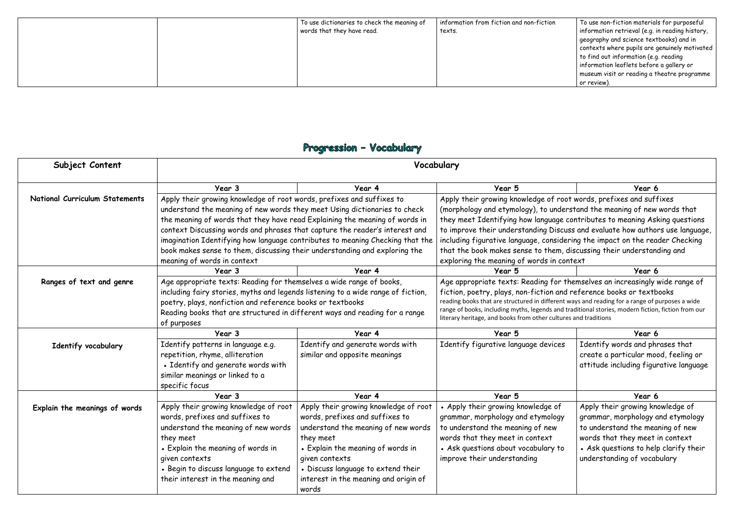| | | To use dictionaries to check the meaning of words that they have read. | information from fiction and non-fiction texts. | To use non-fiction materials for purposeful information retrieval (e.g. in reading history, geography and science textbooks) and in contexts where pupils are genuinely motivated to find out information (e.g. reading information leaflets before a gallery or museum visit or reading a theatre programme or review). |
|---|---|---|---|---|

## Progression – Vocabulary

| Subject Content | Vocabulary | | | |
|---|---|---|---|---|
| | Year 3 | Year 4 | Year 5 | Year 6 |
| **National Curriculum Statements** | Apply their growing knowledge of root words, prefixes and suffixes to understand the meaning of new words they meet Using dictionaries to check the meaning of words that they have read Explaining the meaning of words in context Discussing words and phrases that capture the reader's interest and imagination Identifying how language contributes to meaning Checking that the book makes sense to them, discussing their understanding and exploring the meaning of words in context | | Apply their growing knowledge of root words, prefixes and suffixes (morphology and etymology), to understand the meaning of new words that they meet Identifying how language contributes to meaning Asking questions to improve their understanding Discuss and evaluate how authors use language, including figurative language, considering the impact on the reader Checking that the book makes sense to them, discussing their understanding and exploring the meaning of words in context | |
| | Year 3 | Year 4 | Year 5 | Year 6 |
| **Ranges of text and genre** | Age appropriate texts: Reading for themselves a wide range of books, including fairy stories, myths and legends listening to a wide range of fiction, poetry, plays, nonfiction and reference books or textbooks<br>Reading books that are structured in different ways and reading for a range of purposes | | Age appropriate texts: Reading for themselves an increasingly wide range of fiction, poetry, plays, non-fiction and reference books or textbooks<br>reading books that are structured in different ways and reading for a range of purposes a wide range of books, including myths, legends and traditional stories, modern fiction, fiction from our literary heritage, and books from other cultures and traditions | |
| | Year 3 | Year 4 | Year 5 | Year 6 |
| **Identify vocabulary** | Identify patterns in language e.g. repetition, rhyme, alliteration<br>• Identify and generate words with similar meanings or linked to a specific focus | Identify and generate words with similar and opposite meanings | Identify figurative language devices | Identify words and phrases that create a particular mood, feeling or attitude including figurative language |
| | Year 3 | Year 4 | Year 5 | Year 6 |
| **Explain the meanings of words** | Apply their growing knowledge of root words, prefixes and suffixes to understand the meaning of new words they meet<br>• Explain the meaning of words in given contexts<br>• Begin to discuss language to extend their interest in the meaning and | Apply their growing knowledge of root words, prefixes and suffixes to understand the meaning of new words they meet<br>• Explain the meaning of words in given contexts<br>• Discuss language to extend their interest in the meaning and origin of words | • Apply their growing knowledge of grammar, morphology and etymology to understand the meaning of new words that they meet in context<br>• Ask questions about vocabulary to improve their understanding | Apply their growing knowledge of grammar, morphology and etymology to understand the meaning of new words that they meet in context<br>• Ask questions to help clarify their understanding of vocabulary |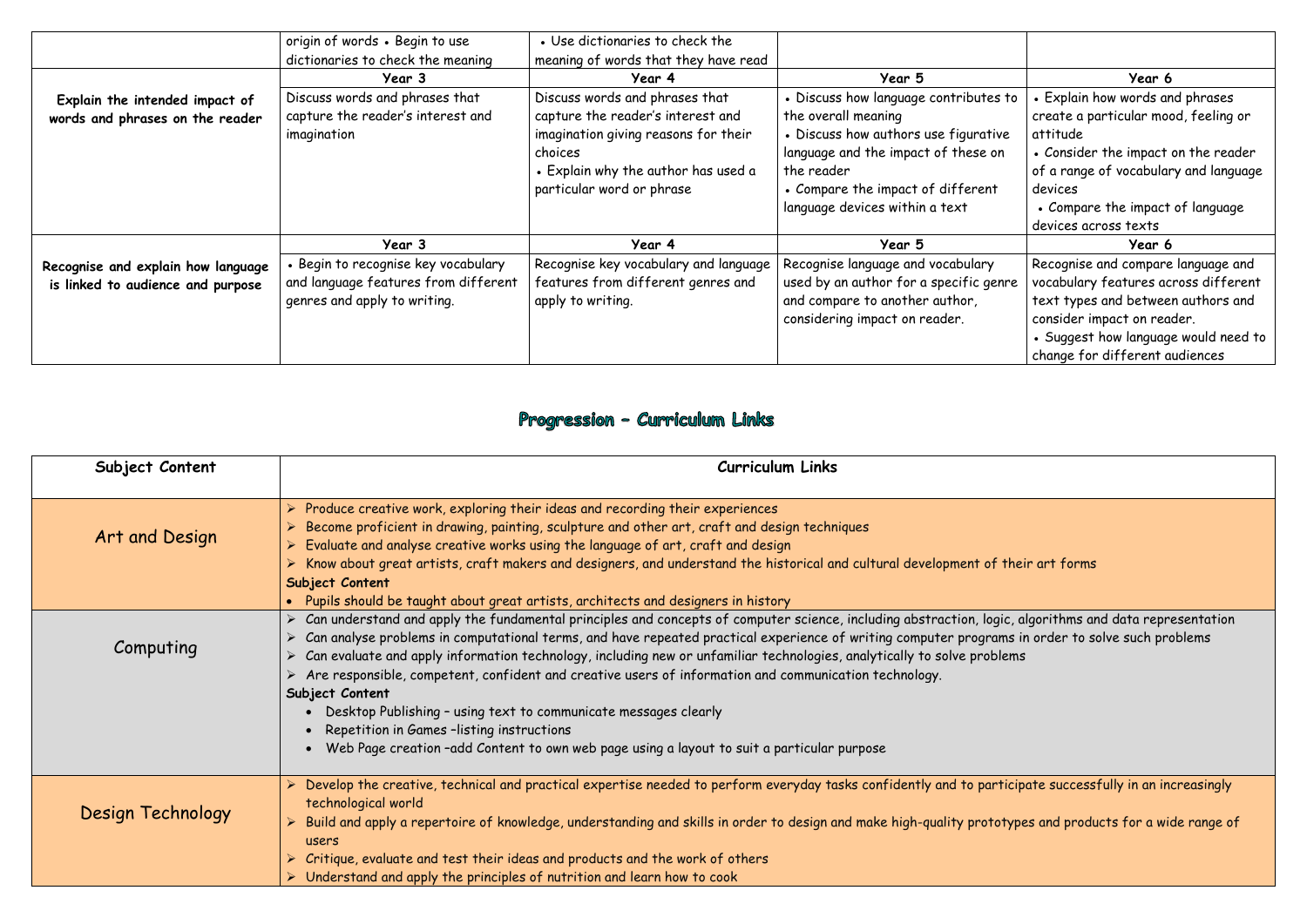| | | | | |
|---|---|---|---|---|
| | origin of words • Begin to use dictionaries to check the meaning | • Use dictionaries to check the meaning of words that they have read | | |
| | **Year 3** | **Year 4** | **Year 5** | **Year 6** |
| **Explain the intended impact of words and phrases on the reader** | Discuss words and phrases that capture the reader's interest and imagination | Discuss words and phrases that capture the reader's interest and imagination giving reasons for their choices<br>• Explain why the author has used a particular word or phrase | • Discuss how language contributes to the overall meaning<br>• Discuss how authors use figurative language and the impact of these on the reader<br>• Compare the impact of different language devices within a text | • Explain how words and phrases create a particular mood, feeling or attitude<br>• Consider the impact on the reader of a range of vocabulary and language devices<br>• Compare the impact of language devices across texts |
| | **Year 3** | **Year 4** | **Year 5** | **Year 6** |
| **Recognise and explain how language is linked to audience and purpose** | • Begin to recognise key vocabulary and language features from different genres and apply to writing. | Recognise key vocabulary and language features from different genres and apply to writing. | Recognise language and vocabulary used by an author for a specific genre and compare to another author, considering impact on reader. | Recognise and compare language and vocabulary features across different text types and between authors and consider impact on reader.<br>• Suggest how language would need to change for different audiences |

## Progression – Curriculum Links

| Subject Content | Curriculum Links |
|---|---|
| Art and Design | ➢ Produce creative work, exploring their ideas and recording their experiences<br>➢ Become proficient in drawing, painting, sculpture and other art, craft and design techniques<br>➢ Evaluate and analyse creative works using the language of art, craft and design<br>➢ Know about great artists, craft makers and designers, and understand the historical and cultural development of their art forms<br>**Subject Content**<br>• Pupils should be taught about great artists, architects and designers in history |
| Computing | ➢ Can understand and apply the fundamental principles and concepts of computer science, including abstraction, logic, algorithms and data representation<br>➢ Can analyse problems in computational terms, and have repeated practical experience of writing computer programs in order to solve such problems<br>➢ Can evaluate and apply information technology, including new or unfamiliar technologies, analytically to solve problems<br>➢ Are responsible, competent, confident and creative users of information and communication technology.<br>**Subject Content**<br>• Desktop Publishing – using text to communicate messages clearly<br>• Repetition in Games –listing instructions<br>• Web Page creation –add Content to own web page using a layout to suit a particular purpose |
| Design Technology | ➢ Develop the creative, technical and practical expertise needed to perform everyday tasks confidently and to participate successfully in an increasingly technological world<br>➢ Build and apply a repertoire of knowledge, understanding and skills in order to design and make high-quality prototypes and products for a wide range of users<br>➢ Critique, evaluate and test their ideas and products and the work of others<br>➢ Understand and apply the principles of nutrition and learn how to cook |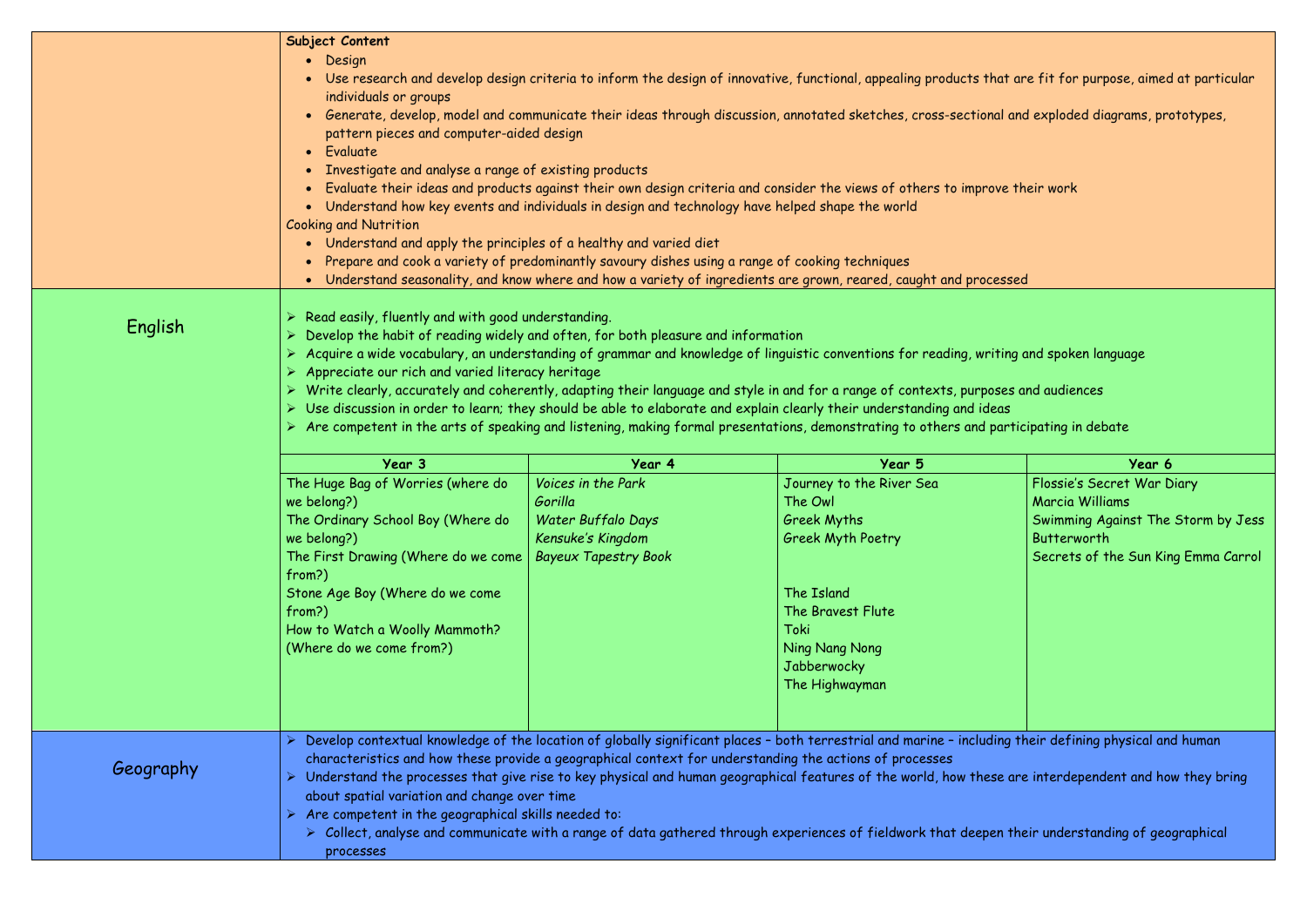| | |
|---|---|
| | **Subject Content**<br>• Design<br>• Use research and develop design criteria to inform the design of innovative, functional, appealing products that are fit for purpose, aimed at particular individuals or groups<br>• Generate, develop, model and communicate their ideas through discussion, annotated sketches, cross-sectional and exploded diagrams, prototypes, pattern pieces and computer-aided design<br>• Evaluate<br>• Investigate and analyse a range of existing products<br>• Evaluate their ideas and products against their own design criteria and consider the views of others to improve their work<br>• Understand how key events and individuals in design and technology have helped shape the world<br>Cooking and Nutrition<br>• Understand and apply the principles of a healthy and varied diet<br>• Prepare and cook a variety of predominantly savoury dishes using a range of cooking techniques<br>• Understand seasonality, and know where and how a variety of ingredients are grown, reared, caught and processed |
| English | ➢ Read easily, fluently and with good understanding.<br>➢ Develop the habit of reading widely and often, for both pleasure and information<br>➢ Acquire a wide vocabulary, an understanding of grammar and knowledge of linguistic conventions for reading, writing and spoken language<br>➢ Appreciate our rich and varied literacy heritage<br>➢ Write clearly, accurately and coherently, adapting their language and style in and for a range of contexts, purposes and audiences<br>➢ Use discussion in order to learn; they should be able to elaborate and explain clearly their understanding and ideas<br>➢ Are competent in the arts of speaking and listening, making formal presentations, demonstrating to others and participating in debate |

| Year 3 | Year 4 | Year 5 | Year 6 |
|---|---|---|---|
| The Huge Bag of Worries (where do we belong?)<br>The Ordinary School Boy (Where do we belong?)<br>The First Drawing (Where do we come from?)<br>Stone Age Boy (Where do we come from?)<br>How to Watch a Woolly Mammoth? (Where do we come from?) | *Voices in the Park*<br>*Gorilla*<br>*Water Buffalo Days*<br>*Kensuke's Kingdom*<br>*Bayeux Tapestry Book* | Journey to the River Sea<br>The Owl<br>Greek Myths<br>Greek Myth Poetry<br><br>The Island<br>The Bravest Flute<br>Toki<br>Ning Nang Nong<br>Jabberwocky<br>The Highwayman | Flossie's Secret War Diary<br>Marcia Williams<br>Swimming Against The Storm by Jess Butterworth<br>Secrets of the Sun King Emma Carrol |

| | |
|---|---|
| Geography | ➢ Develop contextual knowledge of the location of globally significant places – both terrestrial and marine – including their defining physical and human characteristics and how these provide a geographical context for understanding the actions of processes<br>➢ Understand the processes that give rise to key physical and human geographical features of the world, how these are interdependent and how they bring about spatial variation and change over time<br>➢ Are competent in the geographical skills needed to:<br>  ➢ Collect, analyse and communicate with a range of data gathered through experiences of fieldwork that deepen their understanding of geographical processes |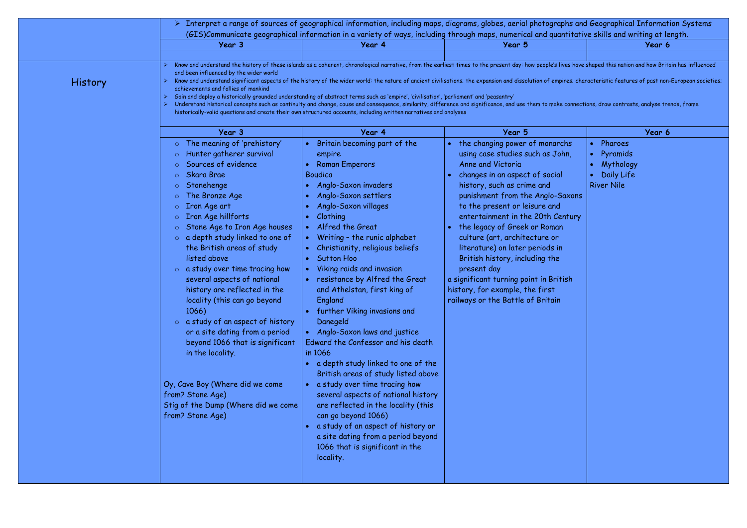| | ➢ Interpret a range of sources of geographical information, including maps, diagrams, globes, aerial photographs and Geographical Information Systems (GIS)Communicate geographical information in a variety of ways, including through maps, numerical and quantitative skills and writing at length. | | | |
|---|---|---|---|---|
| | **Year 3** | **Year 4** | **Year 5** | **Year 6** |
| | | | | |
| History | ➢ Know and understand the history of these islands as a coherent, chronological narrative, from the earliest times to the present day: how people's lives have shaped this nation and how Britain has influenced and been influenced by the wider world<br>➢ Know and understand significant aspects of the history of the wider world: the nature of ancient civilisations; the expansion and dissolution of empires; characteristic features of past non-European societies; achievements and follies of mankind<br>➢ Gain and deploy a historically grounded understanding of abstract terms such as 'empire', 'civilisation', 'parliament' and 'peasantry'<br>➢ Understand historical concepts such as continuity and change, cause and consequence, similarity, difference and significance, and use them to make connections, draw contrasts, analyse trends, frame historically-valid questions and create their own structured accounts, including written narratives and analyses | | | |
| | **Year 3** | **Year 4** | **Year 5** | **Year 6** |
| | ○ The meaning of 'prehistory'<br>○ Hunter gatherer survival<br>○ Sources of evidence<br>○ Skara Brae<br>○ Stonehenge<br>○ The Bronze Age<br>○ Iron Age art<br>○ Iron Age hillforts<br>○ Stone Age to Iron Age houses<br>○ a depth study linked to one of the British areas of study listed above<br>○ a study over time tracing how several aspects of national history are reflected in the locality (this can go beyond 1066)<br>○ a study of an aspect of history or a site dating from a period beyond 1066 that is significant in the locality.<br><br>Oy, Cave Boy (Where did we come from? Stone Age)<br>Stig of the Dump (Where did we come from? Stone Age) | • Britain becoming part of the empire<br>• Roman Emperors<br>Boudica<br>• Anglo-Saxon invaders<br>• Anglo-Saxon settlers<br>• Anglo-Saxon villages<br>• Clothing<br>• Alfred the Great<br>• Writing – the runic alphabet<br>• Christianity, religious beliefs<br>• Sutton Hoo<br>• Viking raids and invasion<br>• resistance by Alfred the Great and Athelstan, first king of England<br>• further Viking invasions and Danegeld<br>• Anglo-Saxon laws and justice<br>Edward the Confessor and his death in 1066<br>• a depth study linked to one of the British areas of study listed above<br>• a study over time tracing how several aspects of national history are reflected in the locality (this can go beyond 1066)<br>• a study of an aspect of history or a site dating from a period beyond 1066 that is significant in the locality. | • the changing power of monarchs using case studies such as John, Anne and Victoria<br>• changes in an aspect of social history, such as crime and punishment from the Anglo-Saxons to the present or leisure and entertainment in the 20th Century<br>• the legacy of Greek or Roman culture (art, architecture or literature) on later periods in British history, including the present day<br>a significant turning point in British history, for example, the first railways or the Battle of Britain | • Pharoes<br>• Pyramids<br>• Mythology<br>• Daily Life<br>River Nile |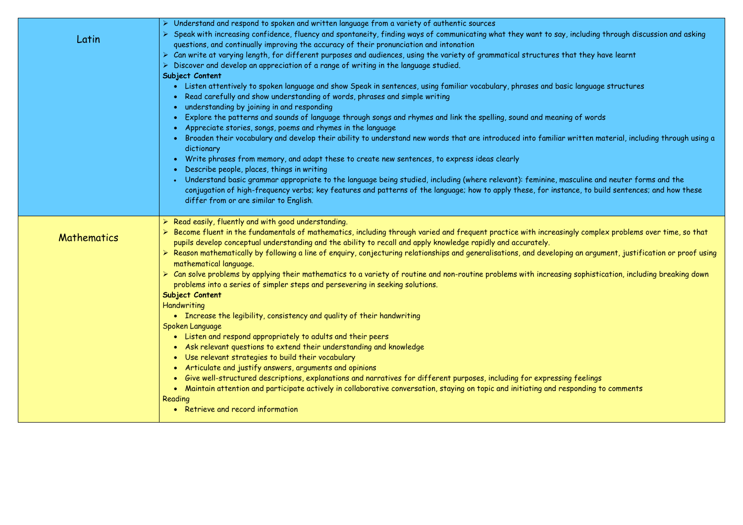| | |
|---|---|
| Latin | ➢ Understand and respond to spoken and written language from a variety of authentic sources<br>➢ Speak with increasing confidence, fluency and spontaneity, finding ways of communicating what they want to say, including through discussion and asking questions, and continually improving the accuracy of their pronunciation and intonation<br>➢ Can write at varying length, for different purposes and audiences, using the variety of grammatical structures that they have learnt<br>➢ Discover and develop an appreciation of a range of writing in the language studied.<br>**Subject Content**<br>• Listen attentively to spoken language and show Speak in sentences, using familiar vocabulary, phrases and basic language structures<br>• Read carefully and show understanding of words, phrases and simple writing<br>• understanding by joining in and responding<br>• Explore the patterns and sounds of language through songs and rhymes and link the spelling, sound and meaning of words<br>• Appreciate stories, songs, poems and rhymes in the language<br>• Broaden their vocabulary and develop their ability to understand new words that are introduced into familiar written material, including through using a dictionary<br>• Write phrases from memory, and adapt these to create new sentences, to express ideas clearly<br>• Describe people, places, things in writing<br>• Understand basic grammar appropriate to the language being studied, including (where relevant): feminine, masculine and neuter forms and the conjugation of high-frequency verbs; key features and patterns of the language; how to apply these, for instance, to build sentences; and how these differ from or are similar to English. |
| Mathematics | ➢ Read easily, fluently and with good understanding.<br>➢ Become fluent in the fundamentals of mathematics, including through varied and frequent practice with increasingly complex problems over time, so that pupils develop conceptual understanding and the ability to recall and apply knowledge rapidly and accurately.<br>➢ Reason mathematically by following a line of enquiry, conjecturing relationships and generalisations, and developing an argument, justification or proof using mathematical language.<br>➢ Can solve problems by applying their mathematics to a variety of routine and non-routine problems with increasing sophistication, including breaking down problems into a series of simpler steps and persevering in seeking solutions.<br>**Subject Content**<br>Handwriting<br>• Increase the legibility, consistency and quality of their handwriting<br>Spoken Language<br>• Listen and respond appropriately to adults and their peers<br>• Ask relevant questions to extend their understanding and knowledge<br>• Use relevant strategies to build their vocabulary<br>• Articulate and justify answers, arguments and opinions<br>• Give well-structured descriptions, explanations and narratives for different purposes, including for expressing feelings<br>• Maintain attention and participate actively in collaborative conversation, staying on topic and initiating and responding to comments<br>Reading<br>• Retrieve and record information |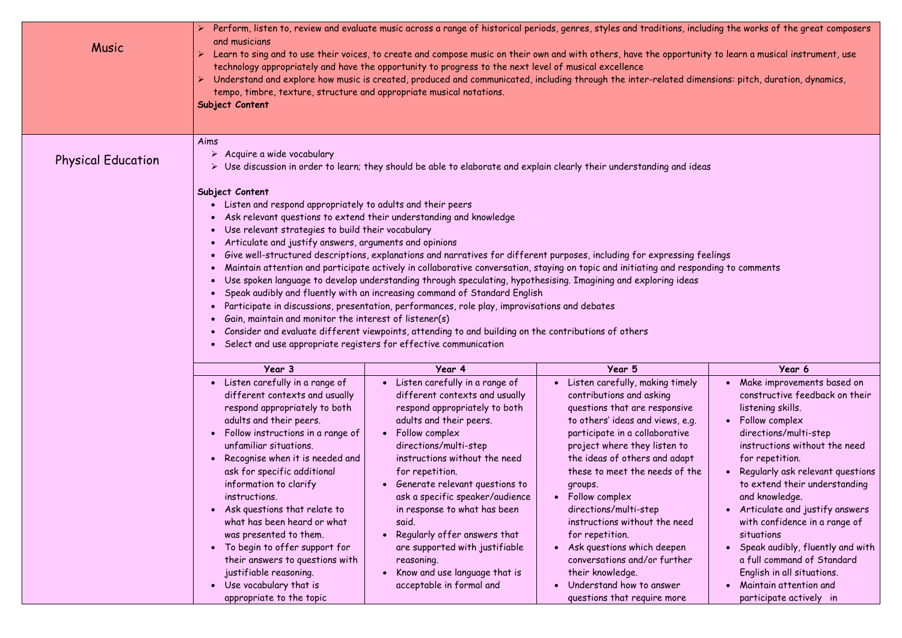## Music

- Perform, listen to, review and evaluate music across a range of historical periods, genres, styles and traditions, including the works of the great composers and musicians
- Learn to sing and to use their voices, to create and compose music on their own and with others, have the opportunity to learn a musical instrument, use technology appropriately and have the opportunity to progress to the next level of musical excellence
- Understand and explore how music is created, produced and communicated, including through the inter-related dimensions: pitch, duration, dynamics, tempo, timbre, texture, structure and appropriate musical notations.

**Subject Content**

## Physical Education

Aims

- Acquire a wide vocabulary
- Use discussion in order to learn; they should be able to elaborate and explain clearly their understanding and ideas

**Subject Content**

- Listen and respond appropriately to adults and their peers
- Ask relevant questions to extend their understanding and knowledge
- Use relevant strategies to build their vocabulary
- Articulate and justify answers, arguments and opinions
- Give well-structured descriptions, explanations and narratives for different purposes, including for expressing feelings
- Maintain attention and participate actively in collaborative conversation, staying on topic and initiating and responding to comments
- Use spoken language to develop understanding through speculating, hypothesising. Imagining and exploring ideas
- Speak audibly and fluently with an increasing command of Standard English
- Participate in discussions, presentation, performances, role play, improvisations and debates
- Gain, maintain and monitor the interest of listener(s)
- Consider and evaluate different viewpoints, attending to and building on the contributions of others
- Select and use appropriate registers for effective communication

| Year 3 | Year 4 | Year 5 | Year 6 |
|---|---|---|---|
| • Listen carefully in a range of different contexts and usually respond appropriately to both adults and their peers.<br>• Follow instructions in a range of unfamiliar situations.<br>• Recognise when it is needed and ask for specific additional information to clarify instructions.<br>• Ask questions that relate to what has been heard or what was presented to them.<br>• To begin to offer support for their answers to questions with justifiable reasoning.<br>• Use vocabulary that is appropriate to the topic | • Listen carefully in a range of different contexts and usually respond appropriately to both adults and their peers.<br>• Follow complex directions/multi-step instructions without the need for repetition.<br>• Generate relevant questions to ask a specific speaker/audience in response to what has been said.<br>• Regularly offer answers that are supported with justifiable reasoning.<br>• Know and use language that is acceptable in formal and | • Listen carefully, making timely contributions and asking questions that are responsive to others' ideas and views, e.g. participate in a collaborative project where they listen to the ideas of others and adapt these to meet the needs of the groups.<br>• Follow complex directions/multi-step instructions without the need for repetition.<br>• Ask questions which deepen conversations and/or further their knowledge.<br>• Understand how to answer questions that require more | • Make improvements based on constructive feedback on their listening skills.<br>• Follow complex directions/multi-step instructions without the need for repetition.<br>• Regularly ask relevant questions to extend their understanding and knowledge.<br>• Articulate and justify answers with confidence in a range of situations<br>• Speak audibly, fluently and with a full command of Standard English in all situations.<br>• Maintain attention and participate actively in |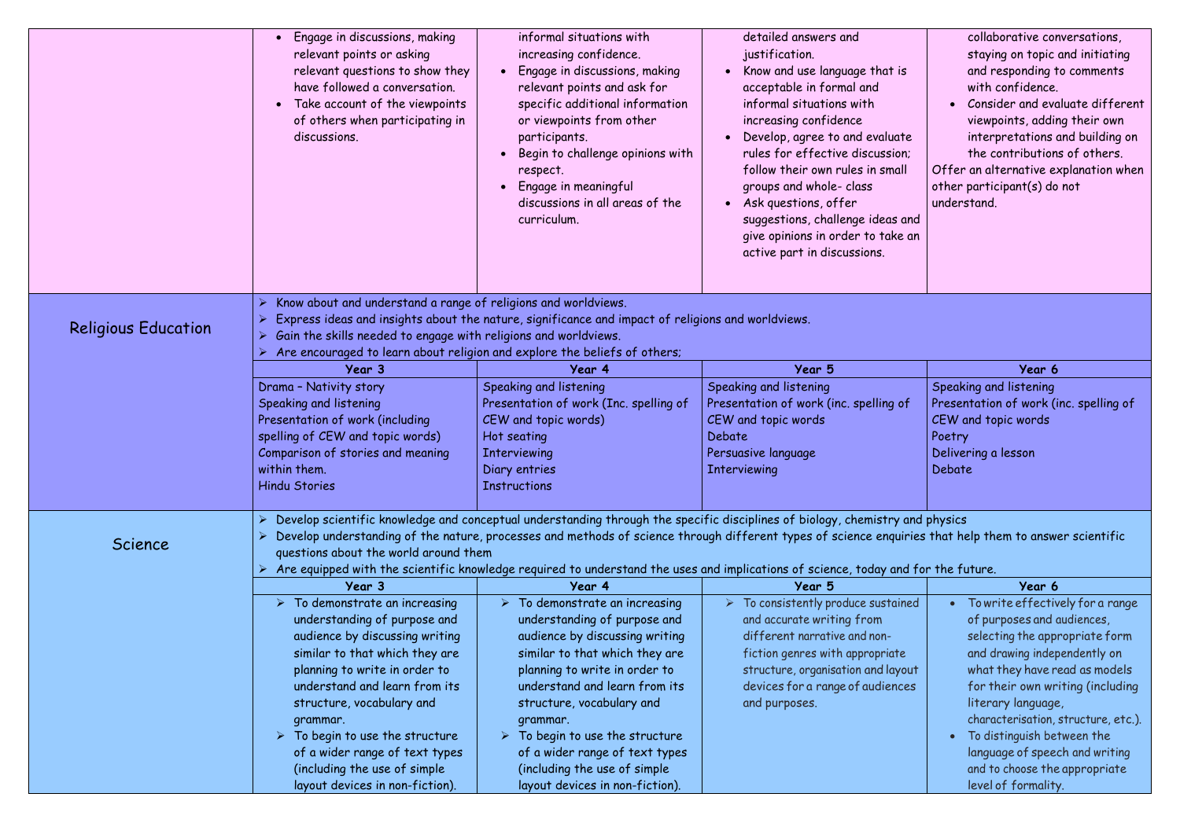| | | | | |
|---|---|---|---|---|
| | • Engage in discussions, making relevant points or asking relevant questions to show they have followed a conversation.<br>• Take account of the viewpoints of others when participating in discussions. | informal situations with increasing confidence.<br>• Engage in discussions, making relevant points and ask for specific additional information or viewpoints from other participants.<br>• Begin to challenge opinions with respect.<br>• Engage in meaningful discussions in all areas of the curriculum. | detailed answers and justification.<br>• Know and use language that is acceptable in formal and informal situations with increasing confidence<br>• Develop, agree to and evaluate rules for effective discussion; follow their own rules in small groups and whole- class<br>• Ask questions, offer suggestions, challenge ideas and give opinions in order to take an active part in discussions. | collaborative conversations, staying on topic and initiating and responding to comments with confidence.<br>• Consider and evaluate different viewpoints, adding their own interpretations and building on the contributions of others.<br>Offer an alternative explanation when other participant(s) do not understand. |
| Religious Education | ➢ Know about and understand a range of religions and worldviews.<br>➢ Express ideas and insights about the nature, significance and impact of religions and worldviews.<br>➢ Gain the skills needed to engage with religions and worldviews.<br>➢ Are encouraged to learn about religion and explore the beliefs of others; | | | |
| | **Year 3** | **Year 4** | **Year 5** | **Year 6** |
| | Drama – Nativity story<br>Speaking and listening<br>Presentation of work (including spelling of CEW and topic words)<br>Comparison of stories and meaning within them.<br>Hindu Stories | Speaking and listening<br>Presentation of work (Inc. spelling of CEW and topic words)<br>Hot seating<br>Interviewing<br>Diary entries<br>Instructions | Speaking and listening<br>Presentation of work (inc. spelling of CEW and topic words<br>Debate<br>Persuasive language<br>Interviewing | Speaking and listening<br>Presentation of work (inc. spelling of CEW and topic words<br>Poetry<br>Delivering a lesson<br>Debate |
| Science | ➢ Develop scientific knowledge and conceptual understanding through the specific disciplines of biology, chemistry and physics<br>➢ Develop understanding of the nature, processes and methods of science through different types of science enquiries that help them to answer scientific questions about the world around them<br>➢ Are equipped with the scientific knowledge required to understand the uses and implications of science, today and for the future. | | | |
| | **Year 3** | **Year 4** | **Year 5** | **Year 6** |
| | ➢ To demonstrate an increasing understanding of purpose and audience by discussing writing similar to that which they are planning to write in order to understand and learn from its structure, vocabulary and grammar.<br>➢ To begin to use the structure of a wider range of text types (including the use of simple layout devices in non-fiction). | ➢ To demonstrate an increasing understanding of purpose and audience by discussing writing similar to that which they are planning to write in order to understand and learn from its structure, vocabulary and grammar.<br>➢ To begin to use the structure of a wider range of text types (including the use of simple layout devices in non-fiction). | ➢ To consistently produce sustained and accurate writing from different narrative and non-fiction genres with appropriate structure, organisation and layout devices for a range of audiences and purposes. | • To write effectively for a range of purposes and audiences, selecting the appropriate form and drawing independently on what they have read as models for their own writing (including literary language, characterisation, structure, etc.).<br>• To distinguish between the language of speech and writing and to choose the appropriate level of formality. |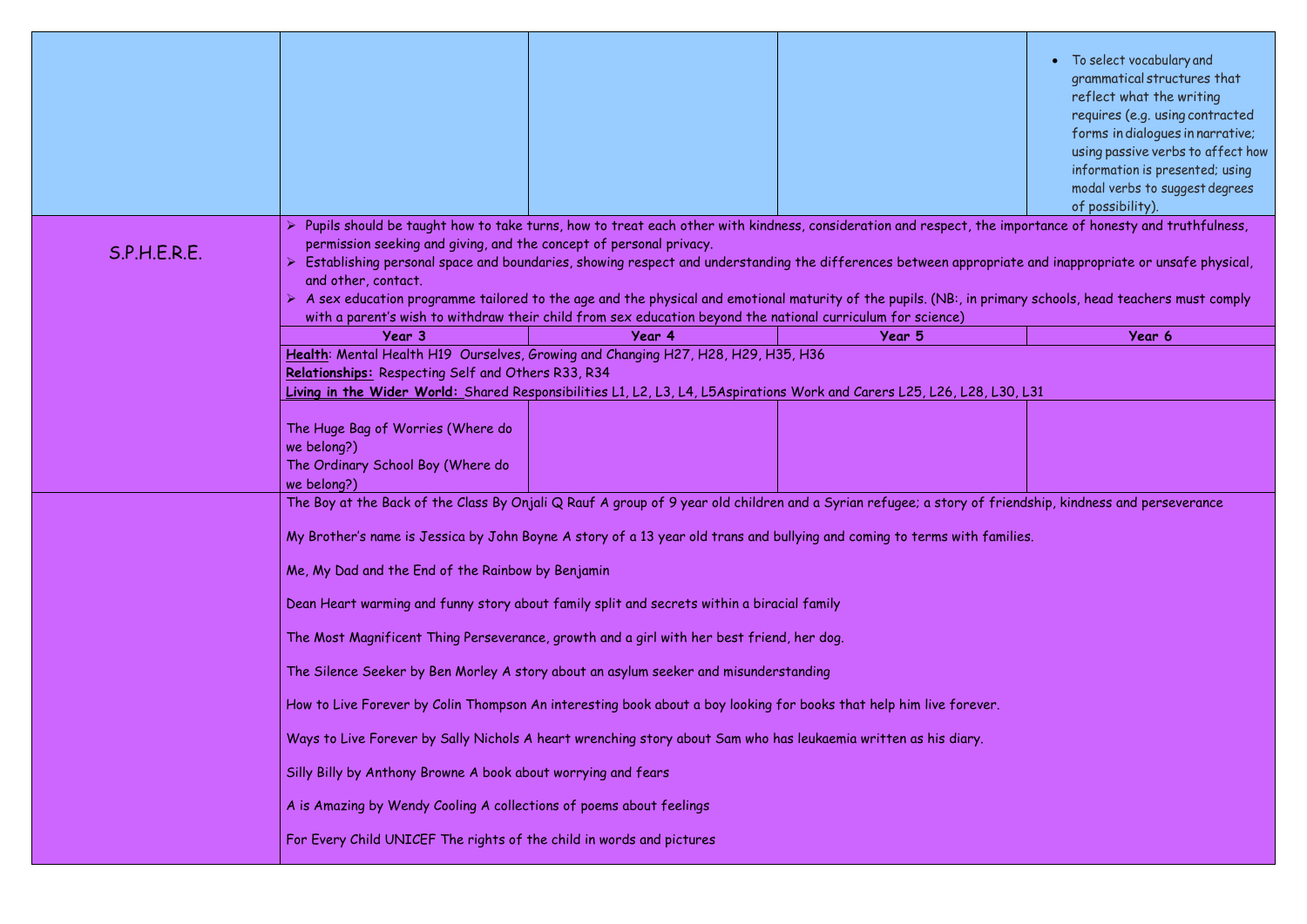| | | | | |
|---|---|---|---|---|
| | | | | • To select vocabulary and grammatical structures that reflect what the writing requires (e.g. using contracted forms in dialogues in narrative; using passive verbs to affect how information is presented; using modal verbs to suggest degrees of possibility). |
| S.P.H.E.R.E. | ➢ Pupils should be taught how to take turns, how to treat each other with kindness, consideration and respect, the importance of honesty and truthfulness, permission seeking and giving, and the concept of personal privacy.<br>➢ Establishing personal space and boundaries, showing respect and understanding the differences between appropriate and inappropriate or unsafe physical, and other, contact.<br>➢ A sex education programme tailored to the age and the physical and emotional maturity of the pupils. (NB:, in primary schools, head teachers must comply with a parent's wish to withdraw their child from sex education beyond the national curriculum for science) | | | |
| | **Year 3** | **Year 4** | **Year 5** | **Year 6** |
| | **Health**: Mental Health H19 Ourselves, Growing and Changing H27, H28, H29, H35, H36<br>**Relationships:** Respecting Self and Others R33, R34<br>**Living in the Wider World:** Shared Responsibilities L1, L2, L3, L4, L5Aspirations Work and Carers L25, L26, L28, L30, L31 | | | |
| | The Huge Bag of Worries (Where do we belong?)<br>The Ordinary School Boy (Where do we belong?) | | | |
| | The Boy at the Back of the Class By Onjali Q Rauf A group of 9 year old children and a Syrian refugee; a story of friendship, kindness and perseverance<br><br>My Brother's name is Jessica by John Boyne A story of a 13 year old trans and bullying and coming to terms with families.<br><br>Me, My Dad and the End of the Rainbow by Benjamin<br><br>Dean Heart warming and funny story about family split and secrets within a biracial family<br><br>The Most Magnificent Thing Perseverance, growth and a girl with her best friend, her dog.<br><br>The Silence Seeker by Ben Morley A story about an asylum seeker and misunderstanding<br><br>How to Live Forever by Colin Thompson An interesting book about a boy looking for books that help him live forever.<br><br>Ways to Live Forever by Sally Nichols A heart wrenching story about Sam who has leukaemia written as his diary.<br><br>Silly Billy by Anthony Browne A book about worrying and fears<br><br>A is Amazing by Wendy Cooling A collections of poems about feelings<br><br>For Every Child UNICEF The rights of the child in words and pictures | | | |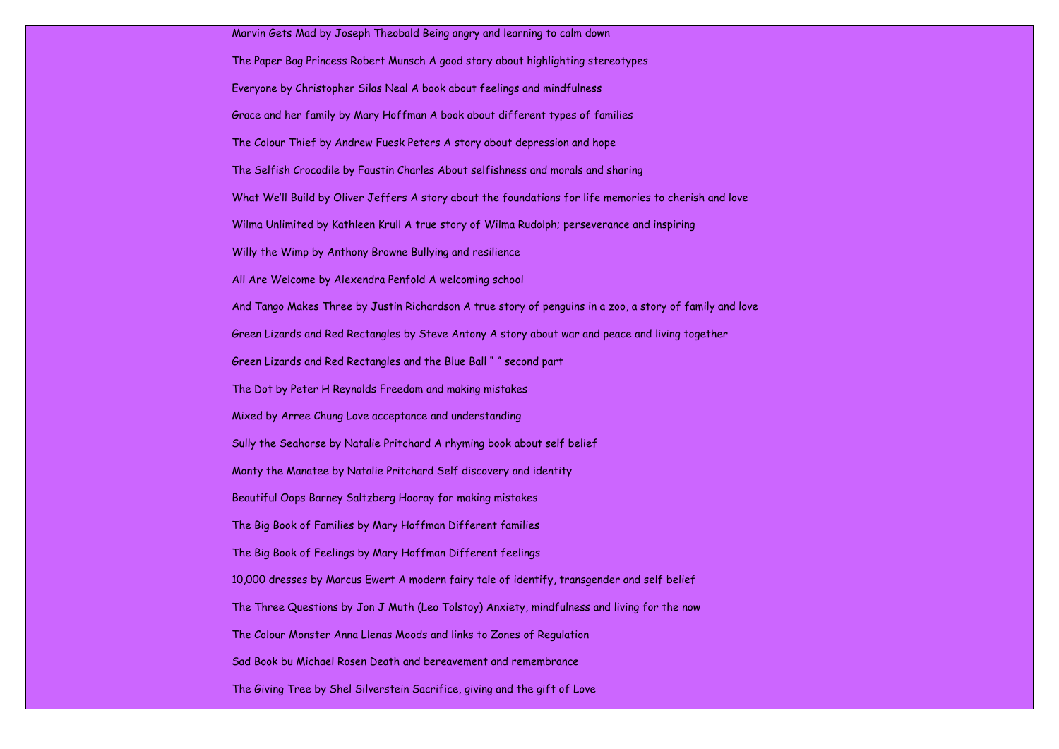| | |
|---|---|
| | Marvin Gets Mad by Joseph Theobald Being angry and learning to calm down<br><br>The Paper Bag Princess Robert Munsch A good story about highlighting stereotypes<br><br>Everyone by Christopher Silas Neal A book about feelings and mindfulness<br><br>Grace and her family by Mary Hoffman A book about different types of families<br><br>The Colour Thief by Andrew Fuesk Peters A story about depression and hope<br><br>The Selfish Crocodile by Faustin Charles About selfishness and morals and sharing<br><br>What We'll Build by Oliver Jeffers A story about the foundations for life memories to cherish and love<br><br>Wilma Unlimited by Kathleen Krull A true story of Wilma Rudolph; perseverance and inspiring<br><br>Willy the Wimp by Anthony Browne Bullying and resilience<br><br>All Are Welcome by Alexendra Penfold A welcoming school<br><br>And Tango Makes Three by Justin Richardson A true story of penguins in a zoo, a story of family and love<br><br>Green Lizards and Red Rectangles by Steve Antony A story about war and peace and living together<br><br>Green Lizards and Red Rectangles and the Blue Ball " " second part<br><br>The Dot by Peter H Reynolds Freedom and making mistakes<br><br>Mixed by Arree Chung Love acceptance and understanding<br><br>Sully the Seahorse by Natalie Pritchard A rhyming book about self belief<br><br>Monty the Manatee by Natalie Pritchard Self discovery and identity<br><br>Beautiful Oops Barney Saltzberg Hooray for making mistakes<br><br>The Big Book of Families by Mary Hoffman Different families<br><br>The Big Book of Feelings by Mary Hoffman Different feelings<br><br>10,000 dresses by Marcus Ewert A modern fairy tale of identify, transgender and self belief<br><br>The Three Questions by Jon J Muth (Leo Tolstoy) Anxiety, mindfulness and living for the now<br><br>The Colour Monster Anna Llenas Moods and links to Zones of Regulation<br><br>Sad Book bu Michael Rosen Death and bereavement and remembrance<br><br>The Giving Tree by Shel Silverstein Sacrifice, giving and the gift of Love |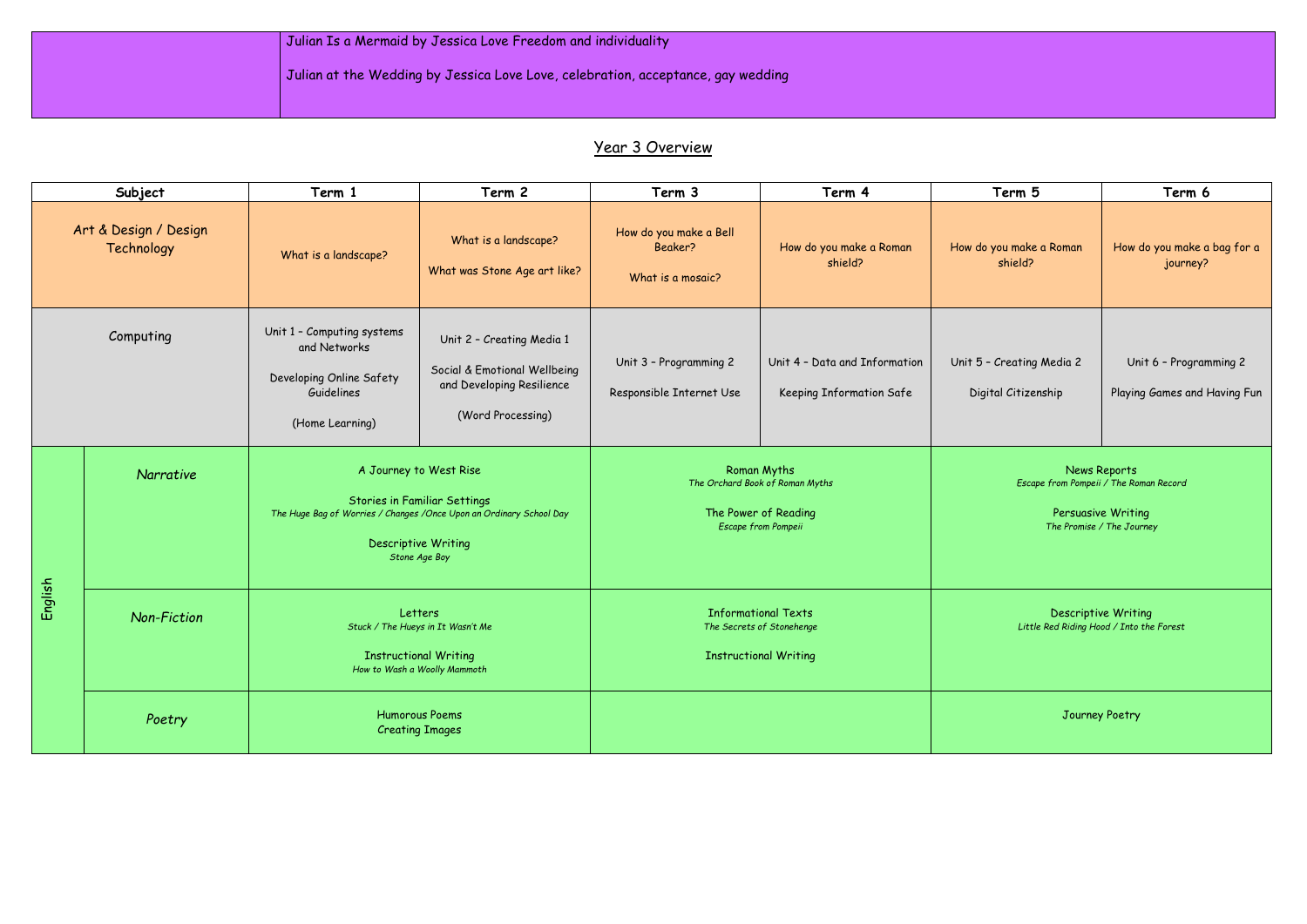| | |
|---|---|
| | Julian Is a Mermaid by Jessica Love Freedom and individuality<br><br>Julian at the Wedding by Jessica Love Love, celebration, acceptance, gay wedding |

## Year 3 Overview

| Subject | | Term 1 | Term 2 | Term 3 | Term 4 | Term 5 | Term 6 |
|---|---|---|---|---|---|---|---|
| Art & Design / Design Technology | | What is a landscape? | What is a landscape?<br><br>What was Stone Age art like? | How do you make a Bell Beaker?<br><br>What is a mosaic? | How do you make a Roman shield? | How do you make a Roman shield? | How do you make a bag for a journey? |
| Computing | | Unit 1 – Computing systems and Networks<br><br>Developing Online Safety Guidelines<br><br>(Home Learning) | Unit 2 – Creating Media 1<br><br>Social & Emotional Wellbeing and Developing Resilience<br><br>(Word Processing) | Unit 3 – Programming 2<br><br>Responsible Internet Use | Unit 4 – Data and Information<br><br>Keeping Information Safe | Unit 5 – Creating Media 2<br><br>Digital Citizenship | Unit 6 – Programming 2<br><br>Playing Games and Having Fun |
| English | *Narrative* | A Journey to West Rise<br><br>Stories in Familiar Settings<br>*The Huge Bag of Worries / Changes /Once Upon an Ordinary School Day*<br><br>Descriptive Writing<br>*Stone Age Boy* | | Roman Myths<br>*The Orchard Book of Roman Myths*<br><br>The Power of Reading<br>*Escape from Pompeii* | | News Reports<br>*Escape from Pompeii / The Roman Record*<br><br>Persuasive Writing<br>*The Promise / The Journey* | |
| | *Non-Fiction* | Letters<br>*Stuck / The Hueys in It Wasn't Me*<br><br>Instructional Writing<br>*How to Wash a Woolly Mammoth* | | Informational Texts<br>*The Secrets of Stonehenge*<br><br>Instructional Writing | | Descriptive Writing<br>*Little Red Riding Hood / Into the Forest* | |
| | *Poetry* | Humorous Poems<br>Creating Images | | | | Journey Poetry | |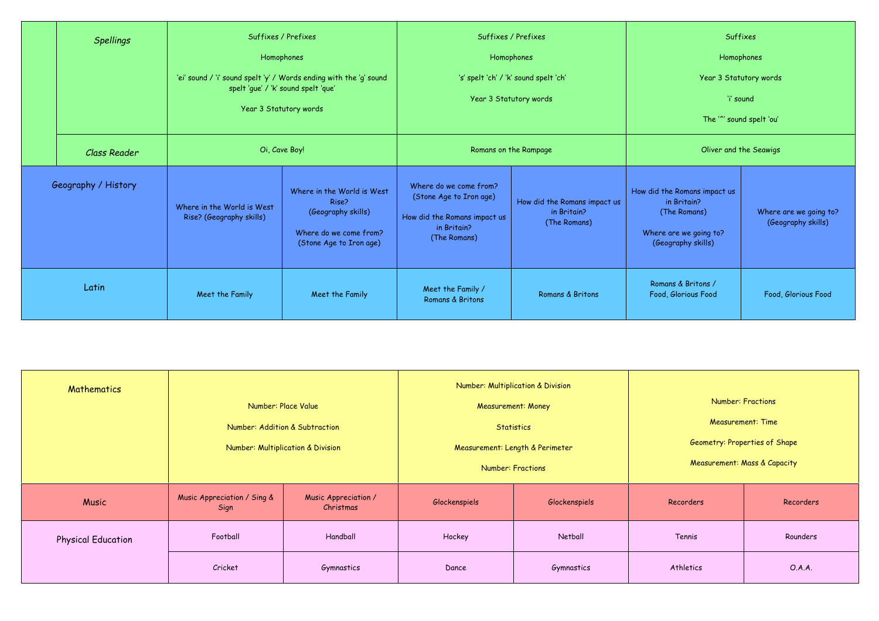| | | | | | | |
|---|---|---|---|---|---|---|
| *Spellings* | Suffixes / Prefixes<br><br>Homophones<br><br>'ei' sound / 'i' sound spelt 'y' / Words ending with the 'g' sound spelt 'gue' / 'k' sound spelt 'que'<br><br>Year 3 Statutory words | | Suffixes / Prefixes<br><br>Homophones<br><br>'s' spelt 'ch' / 'k' sound spelt 'ch'<br><br>Year 3 Statutory words | | Suffixes<br><br>Homophones<br><br>Year 3 Statutory words<br><br>'i' sound<br><br>The '^' sound spelt 'ou' | |
| *Class Reader* | Oi, Cave Boy! | | Romans on the Rampage | | Oliver and the Seawigs | |
| Geography / History | Where in the World is West Rise? (Geography skills) | Where in the World is West Rise? (Geography skills)<br><br>Where do we come from? (Stone Age to Iron age) | Where do we come from? (Stone Age to Iron age)<br><br>How did the Romans impact us in Britain? (The Romans) | How did the Romans impact us in Britain? (The Romans) | How did the Romans impact us in Britain? (The Romans)<br><br>Where are we going to? (Geography skills) | Where are we going to? (Geography skills) |
| Latin | Meet the Family | Meet the Family | Meet the Family / Romans & Britons | Romans & Britons | Romans & Britons / Food, Glorious Food | Food, Glorious Food |

| | | | | | | |
|---|---|---|---|---|---|---|
| Mathematics | Number: Place Value<br><br>Number: Addition & Subtraction<br><br>Number: Multiplication & Division | | Number: Multiplication & Division<br><br>Measurement: Money<br><br>Statistics<br><br>Measurement: Length & Perimeter<br><br>Number: Fractions | | Number: Fractions<br><br>Measurement: Time<br><br>Geometry: Properties of Shape<br><br>Measurement: Mass & Capacity | |
| Music | Music Appreciation / Sing & Sign | Music Appreciation / Christmas | Glockenspiels | Glockenspiels | Recorders | Recorders |
| Physical Education | Football | Handball | Hockey | Netball | Tennis | Rounders |
| | Cricket | Gymnastics | Dance | Gymnastics | Athletics | O.A.A. |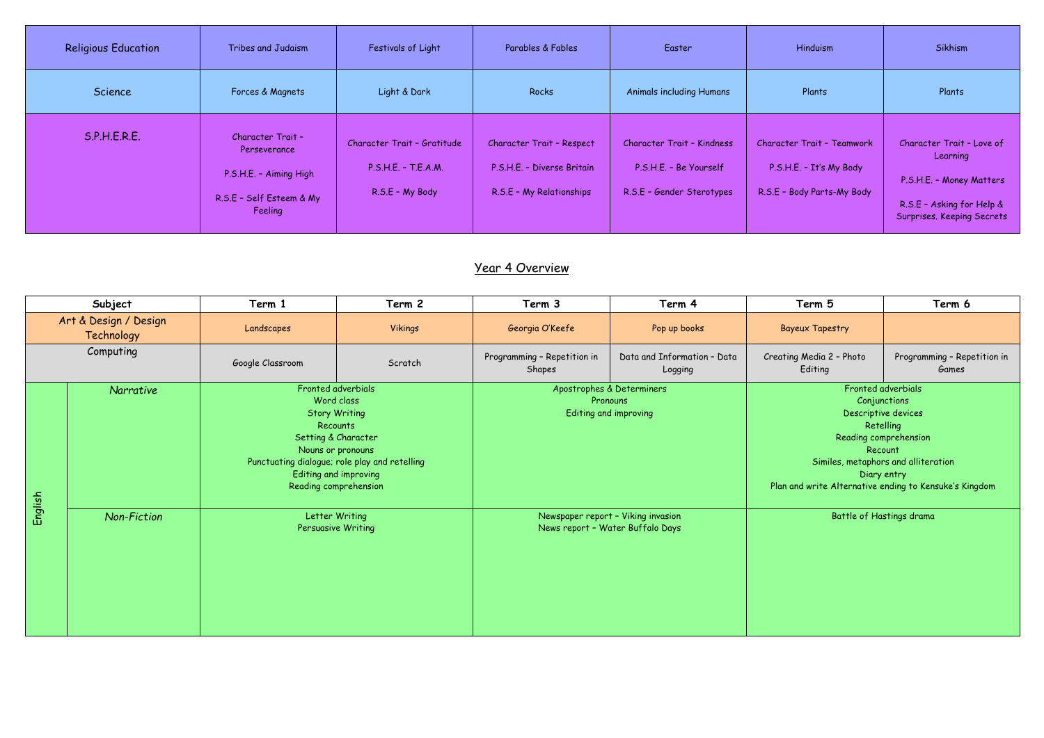| Religious Education | Tribes and Judaism | Festivals of Light | Parables & Fables | Easter | Hinduism | Sikhism |
|---|---|---|---|---|---|---|
| Science | Forces & Magnets | Light & Dark | Rocks | Animals including Humans | Plants | Plants |
| S.P.H.E.R.E. | Character Trait – Perseverance<br><br>P.S.H.E. – Aiming High<br><br>R.S.E – Self Esteem & My Feeling | Character Trait – Gratitude<br><br>P.S.H.E. – T.E.A.M.<br><br>R.S.E – My Body | Character Trait – Respect<br><br>P.S.H.E. – Diverse Britain<br><br>R.S.E – My Relationships | Character Trait – Kindness<br><br>P.S.H.E. – Be Yourself<br><br>R.S.E – Gender Sterotypes | Character Trait – Teamwork<br><br>P.S.H.E. – It's My Body<br><br>R.S.E – Body Parts-My Body | Character Trait – Love of Learning<br><br>P.S.H.E. – Money Matters<br><br>R.S.E – Asking for Help & Surprises. Keeping Secrets |

## Year 4 Overview

| Subject | | Term 1 | Term 2 | Term 3 | Term 4 | Term 5 | Term 6 |
|---|---|---|---|---|---|---|---|
| Art & Design / Design Technology | | Landscapes | Vikings | Georgia O'Keefe | Pop up books | Bayeux Tapestry | |
| Computing | | Google Classroom | Scratch | Programming – Repetition in Shapes | Data and Information – Data Logging | Creating Media 2 – Photo Editing | Programming – Repetition in Games |
| English | *Narrative* | Fronted adverbials<br>Word class<br>Story Writing<br>Recounts<br>Setting & Character<br>Nouns or pronouns<br>Punctuating dialogue; role play and retelling<br>Editing and improving<br>Reading comprehension | | Apostrophes & Determiners<br>Pronouns<br>Editing and improving | | Fronted adverbials<br>Conjunctions<br>Descriptive devices<br>Retelling<br>Reading comprehension<br>Recount<br>Similes, metaphors and alliteration<br>Diary entry<br>Plan and write Alternative ending to Kensuke's Kingdom | |
| | *Non-Fiction* | Letter Writing<br>Persuasive Writing | | Newspaper report – Viking invasion<br>News report – Water Buffalo Days | | Battle of Hastings drama | |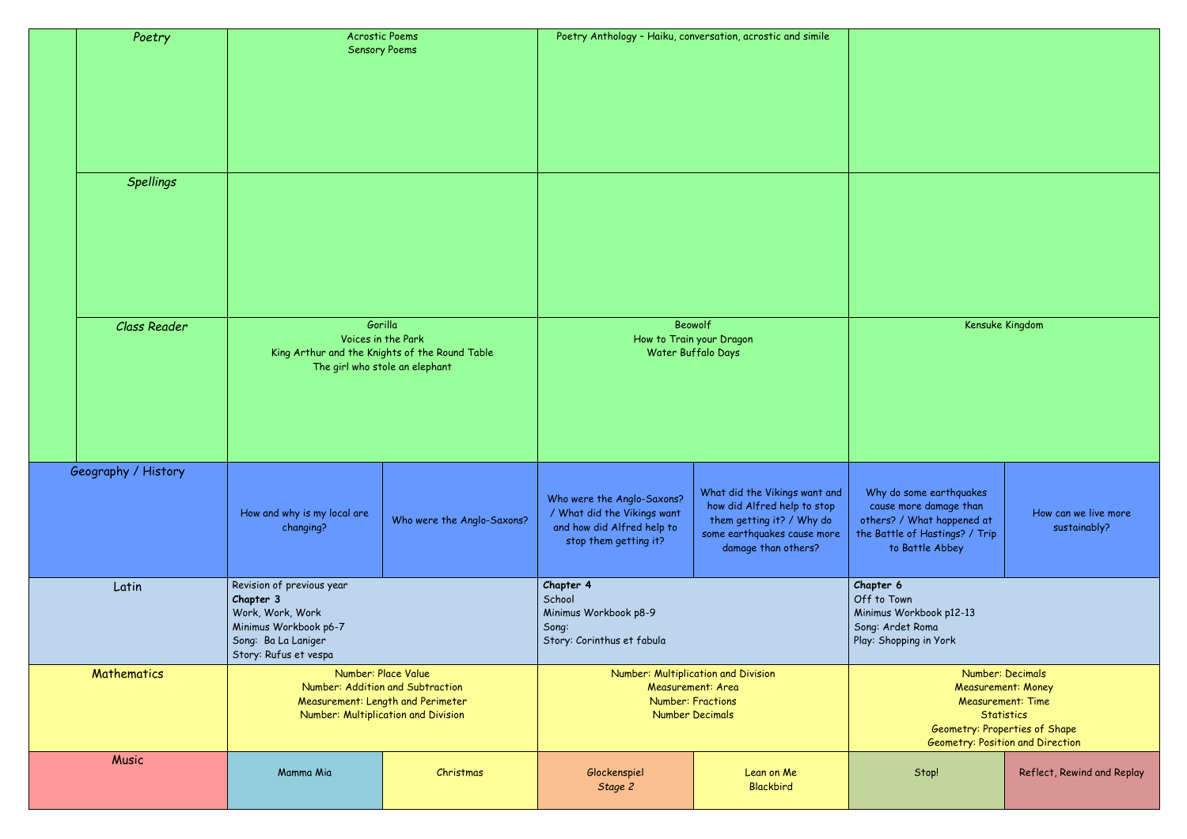| | | | | | | | |
|---|---|---|---|---|---|---|---|
| | *Poetry* | Acrostic Poems<br>Sensory Poems | | Poetry Anthology – Haiku, conversation, acrostic and simile | | | |
| | *Spellings* | | | | | | |
| | *Class Reader* | Gorilla<br>Voices in the Park<br>King Arthur and the Knights of the Round Table<br>The girl who stole an elephant | | Beowolf<br>How to Train your Dragon<br>Water Buffalo Days | | Kensuke Kingdom | |
| Geography / History | | How and why is my local are changing? | Who were the Anglo-Saxons? | Who were the Anglo-Saxons? / What did the Vikings want and how did Alfred help to stop them getting it? | What did the Vikings want and how did Alfred help to stop them getting it? / Why do some earthquakes cause more damage than others? | Why do some earthquakes cause more damage than others? / What happened at the Battle of Hastings? / Trip to Battle Abbey | How can we live more sustainably? |
| Latin | | Revision of previous year<br>**Chapter 3**<br>Work, Work, Work<br>Minimus Workbook p6-7<br>Song: Ba La Laniger<br>Story: Rufus et vespa | | **Chapter 4**<br>School<br>Minimus Workbook p8-9<br>Song:<br>Story: Corinthus et fabula | | **Chapter 6**<br>Off to Town<br>Minimus Workbook p12-13<br>Song: Ardet Roma<br>Play: Shopping in York | |
| Mathematics | | Number: Place Value<br>Number: Addition and Subtraction<br>Measurement: Length and Perimeter<br>Number: Multiplication and Division | | Number: Multiplication and Division<br>Measurement: Area<br>Number: Fractions<br>Number Decimals | | Number: Decimals<br>Measurement: Money<br>Measurement: Time<br>Statistics<br>Geometry: Properties of Shape<br>Geometry: Position and Direction | |
| Music | | Mamma Mia | Christmas | Glockenspiel<br>*Stage 2* | Lean on Me<br>Blackbird | Stop! | Reflect, Rewind and Replay |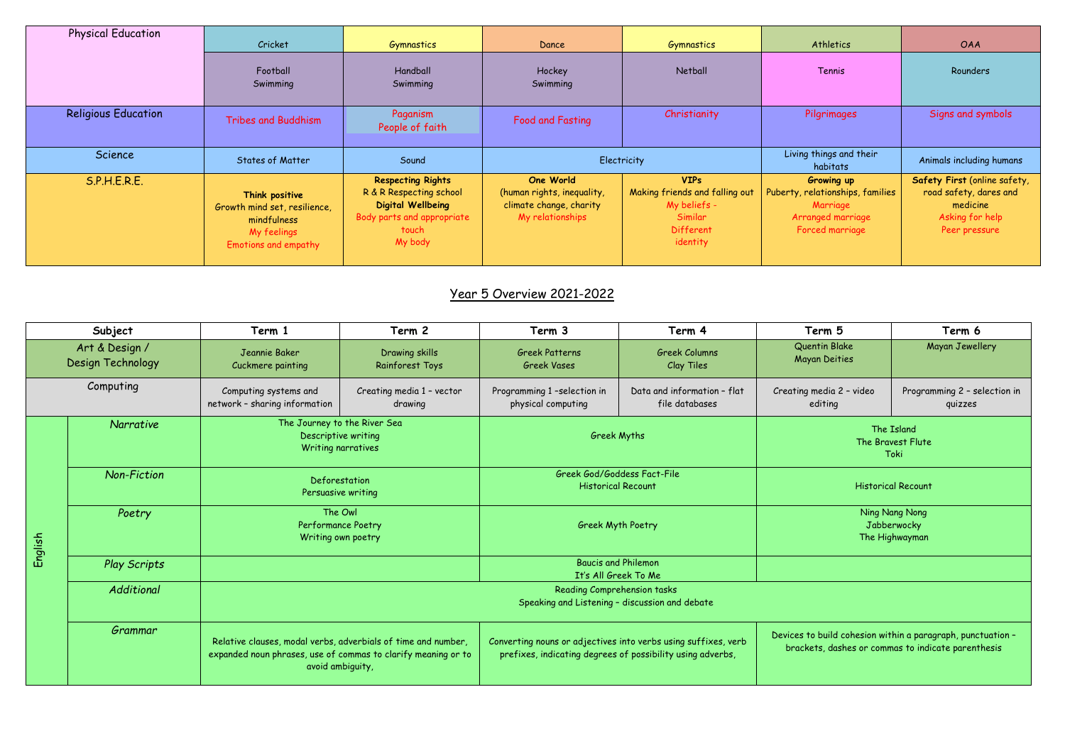| Physical Education | Cricket | Gymnastics | Dance | Gymnastics | Athletics | OAA |
|---|---|---|---|---|---|---|
| | Football Swimming | Handball Swimming | Hockey Swimming | Netball | Tennis | Rounders |
| Religious Education | Tribes and Buddhism | Paganism People of faith | Food and Fasting | Christianity | Pilgrimages | Signs and symbols |
| Science | States of Matter | Sound | Electricity | | Living things and their habitats | Animals including humans |
| S.P.H.E.R.E. | **Think positive** Growth mind set, resilience, mindfulness My feelings Emotions and empathy | **Respecting Rights** R & R Respecting school **Digital Wellbeing** Body parts and appropriate touch My body | **One World** (human rights, inequality, climate change, charity My relationships | **VIPs** Making friends and falling out My beliefs - Similar Different identity | **Growing up** Puberty, relationships, families Marriage Arranged marriage Forced marriage | **Safety First** (online safety, road safety, dares and medicine Asking for help Peer pressure |

## Year 5 Overview 2021-2022

| Subject | | Term 1 | Term 2 | Term 3 | Term 4 | Term 5 | Term 6 |
|---|---|---|---|---|---|---|---|
| Art & Design / Design Technology | | Jeannie Baker Cuckmere painting | Drawing skills Rainforest Toys | Greek Patterns Greek Vases | Greek Columns Clay Tiles | Quentin Blake Mayan Deities | Mayan Jewellery |
| Computing | | Computing systems and network – sharing information | Creating media 1 – vector drawing | Programming 1 –selection in physical computing | Data and information – flat file databases | Creating media 2 – video editing | Programming 2 – selection in quizzes |
| English | *Narrative* | The Journey to the River Sea Descriptive writing Writing narratives | | Greek Myths | | The Island The Bravest Flute Toki | |
| | *Non-Fiction* | Deforestation Persuasive writing | | Greek God/Goddess Fact-File Historical Recount | | Historical Recount | |
| | *Poetry* | The Owl Performance Poetry Writing own poetry | | Greek Myth Poetry | | Ning Nang Nong Jabberwocky The Highwayman | |
| | *Play Scripts* | | | Baucis and Philemon It's All Greek To Me | | | |
| | *Additional* | Reading Comprehension tasks Speaking and Listening – discussion and debate | | | | | |
| | *Grammar* | Relative clauses, modal verbs, adverbials of time and number, expanded noun phrases, use of commas to clarify meaning or to avoid ambiguity, | | Converting nouns or adjectives into verbs using suffixes, verb prefixes, indicating degrees of possibility using adverbs, | | Devices to build cohesion within a paragraph, punctuation – brackets, dashes or commas to indicate parenthesis | |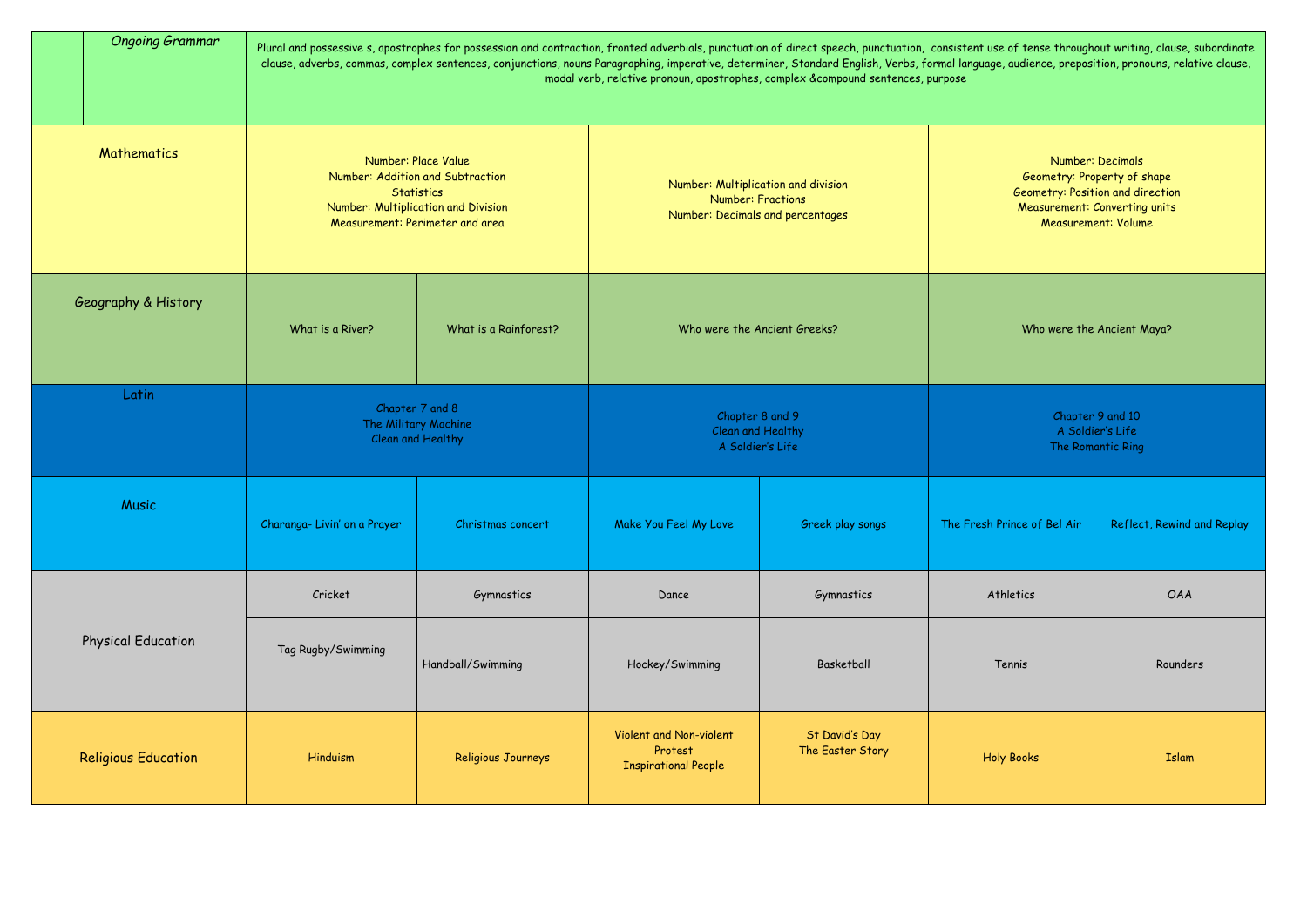| | | | | | | |
|---|---|---|---|---|---|---|
| *Ongoing Grammar* | Plural and possessive s, apostrophes for possession and contraction, fronted adverbials, punctuation of direct speech, punctuation, consistent use of tense throughout writing, clause, subordinate clause, adverbs, commas, complex sentences, conjunctions, nouns Paragraphing, imperative, determiner, Standard English, Verbs, formal language, audience, preposition, pronouns, relative clause, modal verb, relative pronoun, apostrophes, complex &compound sentences, purpose | | | | | |
| Mathematics | Number: Place Value<br>Number: Addition and Subtraction<br>Statistics<br>Number: Multiplication and Division<br>Measurement: Perimeter and area | | Number: Multiplication and division<br>Number: Fractions<br>Number: Decimals and percentages | | Number: Decimals<br>Geometry: Property of shape<br>Geometry: Position and direction<br>Measurement: Converting units<br>Measurement: Volume | |
| Geography & History | What is a River? | What is a Rainforest? | Who were the Ancient Greeks? | | Who were the Ancient Maya? | |
| Latin | Chapter 7 and 8<br>The Military Machine<br>Clean and Healthy | | Chapter 8 and 9<br>Clean and Healthy<br>A Soldier's Life | | Chapter 9 and 10<br>A Soldier's Life<br>The Romantic Ring | |
| Music | Charanga- Livin' on a Prayer | Christmas concert | Make You Feel My Love | Greek play songs | The Fresh Prince of Bel Air | Reflect, Rewind and Replay |
| Physical Education | Cricket | Gymnastics | Dance | Gymnastics | Athletics | OAA |
| | Tag Rugby/Swimming | Handball/Swimming | Hockey/Swimming | Basketball | Tennis | Rounders |
| Religious Education | Hinduism | Religious Journeys | Violent and Non-violent Protest<br>Inspirational People | St David's Day<br>The Easter Story | Holy Books | Islam |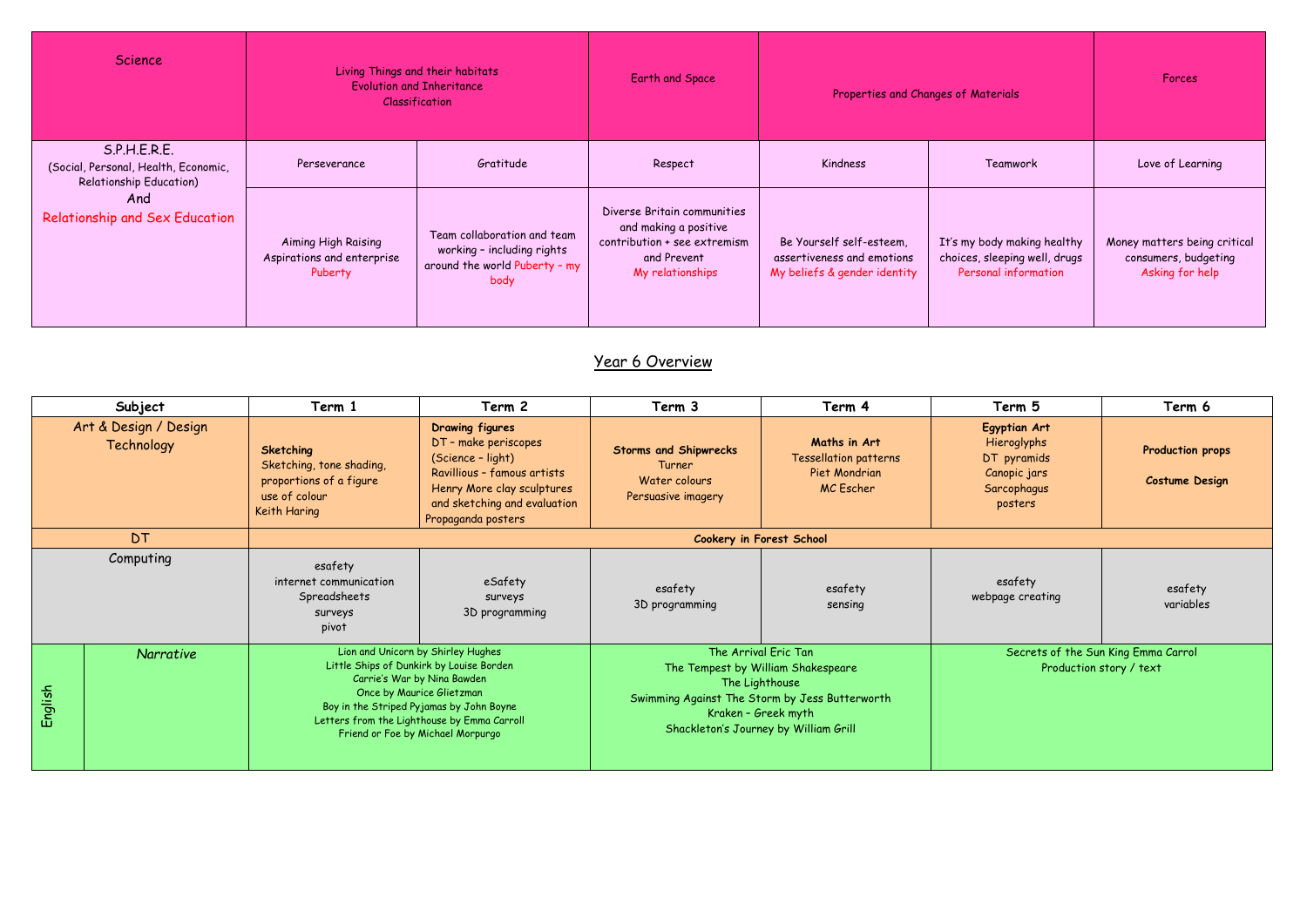| Science | Living Things and their habitats<br>Evolution and Inheritance<br>Classification | | Earth and Space | Properties and Changes of Materials | | Forces |
|---|---|---|---|---|---|---|
| S.P.H.E.R.E.<br>(Social, Personal, Health, Economic, Relationship Education)<br>And<br>Relationship and Sex Education | Perseverance | Gratitude | Respect | Kindness | Teamwork | Love of Learning |
| | Aiming High Raising Aspirations and enterprise<br>Puberty | Team collaboration and team working – including rights around the world Puberty – my body | Diverse Britain communities and making a positive contribution + see extremism and Prevent<br>My relationships | Be Yourself self-esteem, assertiveness and emotions<br>My beliefs & gender identity | It's my body making healthy choices, sleeping well, drugs<br>Personal information | Money matters being critical consumers, budgeting<br>Asking for help |

## Year 6 Overview

| Subject | | Term 1 | Term 2 | Term 3 | Term 4 | Term 5 | Term 6 |
|---|---|---|---|---|---|---|---|
| Art & Design / Design Technology | | **Sketching**<br>Sketching, tone shading, proportions of a figure use of colour<br>Keith Haring | **Drawing figures**<br>DT – make periscopes (Science – light)<br>Ravillious – famous artists<br>Henry More clay sculptures and sketching and evaluation<br>Propaganda posters | **Storms and Shipwrecks**<br>Turner<br>Water colours<br>Persuasive imagery | **Maths in Art**<br>Tessellation patterns<br>Piet Mondrian<br>MC Escher | **Egyptian Art**<br>Hieroglyphs<br>DT pyramids<br>Canopic jars<br>Sarcophagus<br>posters | **Production props**<br><br>**Costume Design** |
| DT | | **Cookery in Forest School** | | | | | |
| Computing | | esafety<br>internet communication<br>Spreadsheets<br>surveys<br>pivot | eSafety<br>surveys<br>3D programming | esafety<br>3D programming | esafety<br>sensing | esafety<br>webpage creating | esafety<br>variables |
| English | *Narrative* | Lion and Unicorn by Shirley Hughes<br>Little Ships of Dunkirk by Louise Borden<br>Carrie's War by Nina Bawden<br>Once by Maurice Glietzman<br>Boy in the Striped Pyjamas by John Boyne<br>Letters from the Lighthouse by Emma Carroll<br>Friend or Foe by Michael Morpurgo | | The Arrival Eric Tan<br>The Tempest by William Shakespeare<br>The Lighthouse<br>Swimming Against The Storm by Jess Butterworth<br>Kraken – Greek myth<br>Shackleton's Journey by William Grill | | Secrets of the Sun King Emma Carrol<br>Production story / text | |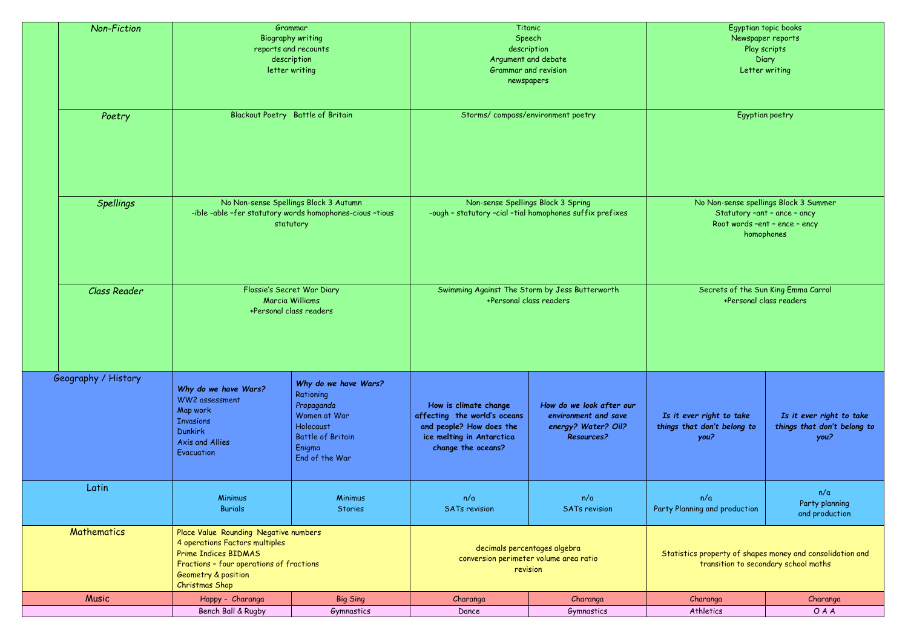| | | | | | | |
|---|---|---|---|---|---|---|
| *Non-Fiction* | Grammar<br>Biography writing<br>reports and recounts<br>description<br>letter writing | | Titanic<br>Speech<br>description<br>Argument and debate<br>Grammar and revision<br>newspapers | | Egyptian topic books<br>Newspaper reports<br>Play scripts<br>Diary<br>Letter writing | |
| *Poetry* | Blackout Poetry Battle of Britain | | Storms/ compass/environment poetry | | Egyptian poetry | |
| *Spellings* | No Non-sense Spellings Block 3 Autumn<br>-ible -able –fer statutory words homophones-cious –tious statutory | | Non-sense Spellings Block 3 Spring<br>-ough – statutory –cial –tial homophones suffix prefixes | | No Non-sense spellings Block 3 Summer<br>Statutory –ant – ance – ancy<br>Root words –ent – ence – ency<br>homophones | |
| *Class Reader* | Flossie's Secret War Diary<br>Marcia Williams<br>+Personal class readers | | Swimming Against The Storm by Jess Butterworth<br>+Personal class readers | | Secrets of the Sun King Emma Carrol<br>+Personal class readers | |
| Geography / History | ***Why do we have Wars?***<br>WW2 assessment<br>Map work<br>Invasions<br>Dunkirk<br>Axis and Allies<br>Evacuation | ***Why do we have Wars?***<br>Rationing<br>*Propaganda*<br>Women at War<br>Holocaust<br>Battle of Britain<br>Enigma<br>End of the War | **How is climate change affecting the world's oceans and people? How does the ice melting in Antarctica change the oceans?** | ***How do we look after our environment and save energy? Water? Oil? Resources?*** | ***Is it ever right to take things that don't belong to you?*** | ***Is it ever right to take things that don't belong to you?*** |
| Latin | Minimus<br>Burials | Minimus<br>Stories | n/a<br>SATs revision | n/a<br>SATs revision | n/a<br>Party Planning and production | n/a<br>Party planning and production |
| Mathematics | Place Value Rounding Negative numbers<br>4 operations Factors multiples<br>Prime Indices BIDMAS<br>Fractions – four operations of fractions<br>Geometry & position<br>Christmas Shop | | decimals percentages algebra<br>conversion perimeter volume area ratio<br>revision | | Statistics property of shapes money and consolidation and transition to secondary school maths | |
| Music | Happy - Charanga | Big Sing | Charanga | Charanga | Charanga | Charanga |
| | Bench Ball & Rugby | Gymnastics | Dance | Gymnastics | Athletics | O A A |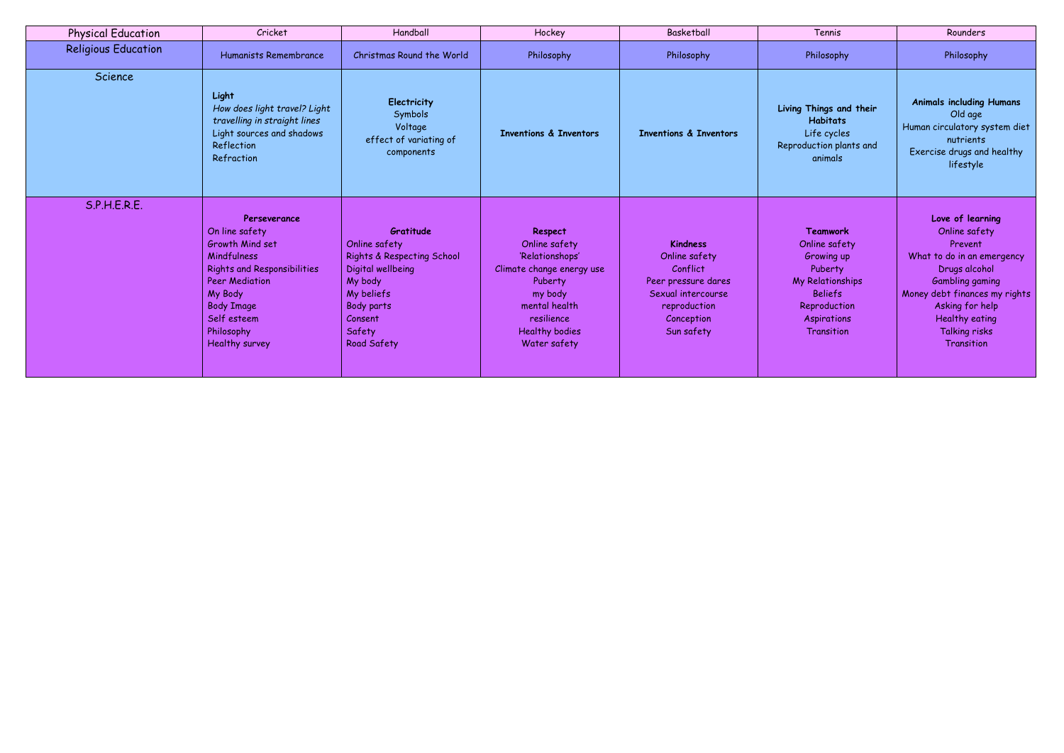| Physical Education | Cricket | Handball | Hockey | Basketball | Tennis | Rounders |
|---|---|---|---|---|---|---|
| Religious Education | Humanists Remembrance | Christmas Round the World | Philosophy | Philosophy | Philosophy | Philosophy |
| Science | **Light**<br>*How does light travel? Light travelling in straight lines*<br>Light sources and shadows<br>Reflection<br>Refraction | **Electricity**<br>Symbols<br>Voltage<br>effect of variating of components | **Inventions & Inventors** | **Inventions & Inventors** | **Living Things and their Habitats**<br>Life cycles<br>Reproduction plants and animals | **Animals including Humans**<br>Old age<br>Human circulatory system diet nutrients<br>Exercise drugs and healthy lifestyle |
| S.P.H.E.R.E. | **Perseverance**<br>On line safety<br>Growth Mind set<br>Mindfulness<br>Rights and Responsibilities<br>Peer Mediation<br>My Body<br>Body Image<br>Self esteem<br>Philosophy<br>Healthy survey | **Gratitude**<br>Online safety<br>Rights & Respecting School<br>Digital wellbeing<br>My body<br>My beliefs<br>Body parts<br>Consent<br>Safety<br>Road Safety | **Respect**<br>Online safety<br>'Relationshops'<br>Climate change energy use<br>Puberty<br>my body<br>mental health<br>resilience<br>Healthy bodies<br>Water safety | **Kindness**<br>Online safety<br>Conflict<br>Peer pressure dares<br>Sexual intercourse<br>reproduction<br>Conception<br>Sun safety | **Teamwork**<br>Online safety<br>Growing up<br>Puberty<br>My Relationships<br>Beliefs<br>Reproduction<br>Aspirations<br>Transition | **Love of learning**<br>Online safety<br>Prevent<br>What to do in an emergency<br>Drugs alcohol<br>Gambling gaming<br>Money debt finances my rights<br>Asking for help<br>Healthy eating<br>Talking risks<br>Transition |